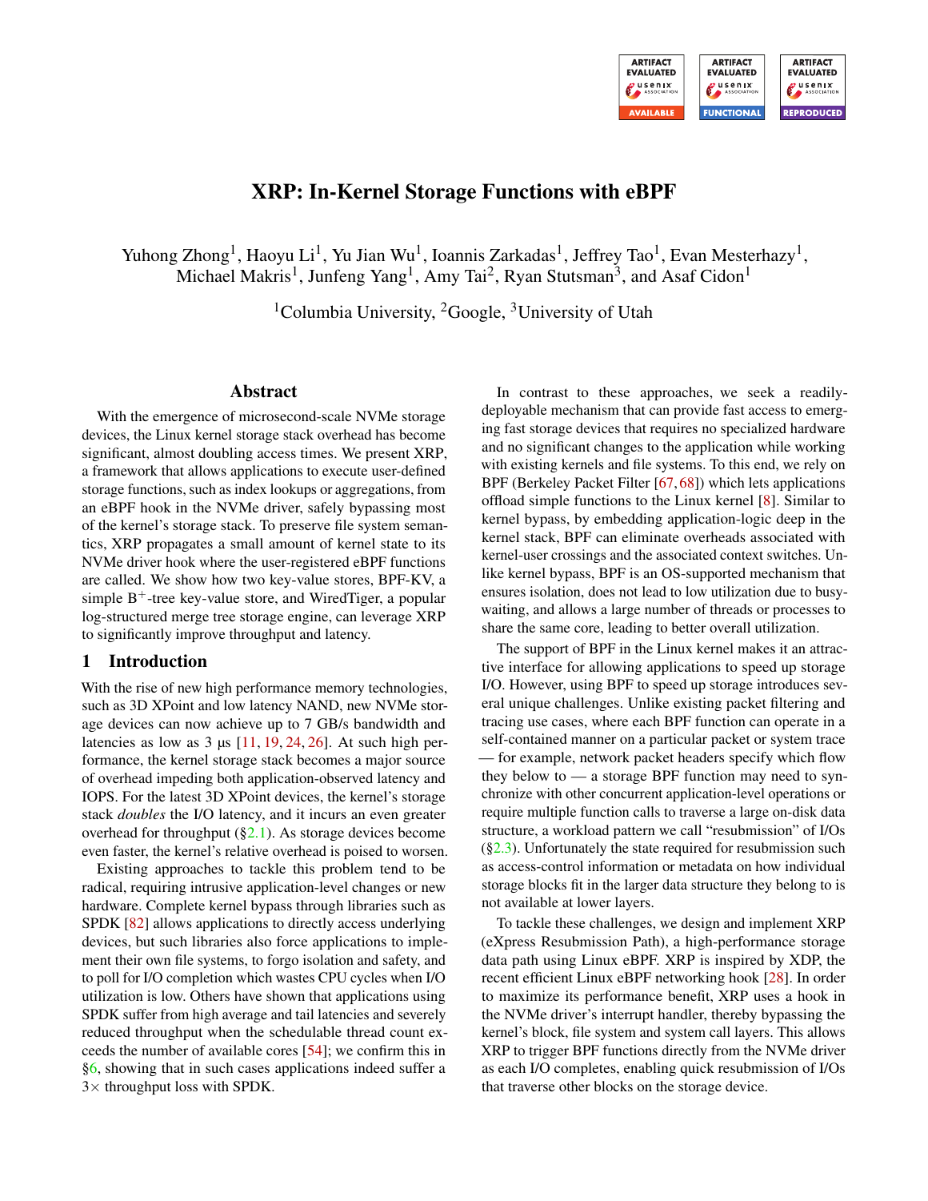# XRP: In-Kernel Storage Functions with eBPF

Yuhong Zhong[1], Haoyu Li[1], Yu Jian Wu[1], Ioannis Zarkadas[1], Jeffrey Tao[1], Evan Mesterhazy[1], Michael Makris[1], Junfeng Yang[1], Amy Tai[2], Ryan Stutsman[3], and Asaf Cidon[1]

[1]Columbia University, [2]Google, [3]University of Utah

## Abstract

With the emergence of microsecond-scale NVMe storage devices, the Linux kernel storage stack overhead has become significant, almost doubling access times. We present XRP, a framework that allows applications to execute user-defined storage functions, such as index lookups or aggregations, from an eBPF hook in the NVMe driver, safely bypassing most of the kernel's storage stack. To preserve file system semantics, XRP propagates a small amount of kernel state to its NVMe driver hook where the user-registered eBPF functions are called. We show how two key-value stores, BPF-KV, a simple $B^+$-tree key-value store, and WiredTiger, a popular log-structured merge tree storage engine, can leverage XRP to significantly improve throughput and latency.

## 1 Introduction

With the rise of new high performance memory technologies, such as 3D XPoint and low latency NAND, new NVMe storage devices can now achieve up to 7 GB/s bandwidth and latencies as low as 3 µs [11, 19, 24, 26]. At such high performance, the kernel storage stack becomes a major source of overhead impeding both application-observed latency and IOPS. For the latest 3D XPoint devices, the kernel's storage stack *doubles* the I/O latency, and it incurs an even greater overhead for throughput (§2.1). As storage devices become even faster, the kernel's relative overhead is poised to worsen.

Existing approaches to tackle this problem tend to be radical, requiring intrusive application-level changes or new hardware. Complete kernel bypass through libraries such as SPDK [82] allows applications to directly access underlying devices, but such libraries also force applications to implement their own file systems, to forgo isolation and safety, and to poll for I/O completion which wastes CPU cycles when I/O utilization is low. Others have shown that applications using SPDK suffer from high average and tail latencies and severely reduced throughput when the schedulable thread count exceeds the number of available cores [54]; we confirm this in §6, showing that in such cases applications indeed suffer a 3× throughput loss with SPDK.

In contrast to these approaches, we seek a readily-deployable mechanism that can provide fast access to emerging fast storage devices that requires no specialized hardware and no significant changes to the application while working with existing kernels and file systems. To this end, we rely on BPF (Berkeley Packet Filter [67, 68]) which lets applications offload simple functions to the Linux kernel [8]. Similar to kernel bypass, by embedding application-logic deep in the kernel stack, BPF can eliminate overheads associated with kernel-user crossings and the associated context switches. Unlike kernel bypass, BPF is an OS-supported mechanism that ensures isolation, does not lead to low utilization due to busy-waiting, and allows a large number of threads or processes to share the same core, leading to better overall utilization.

The support of BPF in the Linux kernel makes it an attractive interface for allowing applications to speed up storage I/O. However, using BPF to speed up storage introduces several unique challenges. Unlike existing packet filtering and tracing use cases, where each BPF function can operate in a self-contained manner on a particular packet or system trace — for example, network packet headers specify which flow they below to — a storage BPF function may need to synchronize with other concurrent application-level operations or require multiple function calls to traverse a large on-disk data structure, a workload pattern we call "resubmission" of I/Os (§2.3). Unfortunately the state required for resubmission such as access-control information or metadata on how individual storage blocks fit in the larger data structure they belong to is not available at lower layers.

To tackle these challenges, we design and implement XRP (eXpress Resubmission Path), a high-performance storage data path using Linux eBPF. XRP is inspired by XDP, the recent efficient Linux eBPF networking hook [28]. In order to maximize its performance benefit, XRP uses a hook in the NVMe driver's interrupt handler, thereby bypassing the kernel's block, file system and system call layers. This allows XRP to trigger BPF functions directly from the NVMe driver as each I/O completes, enabling quick resubmission of I/Os that traverse other blocks on the storage device.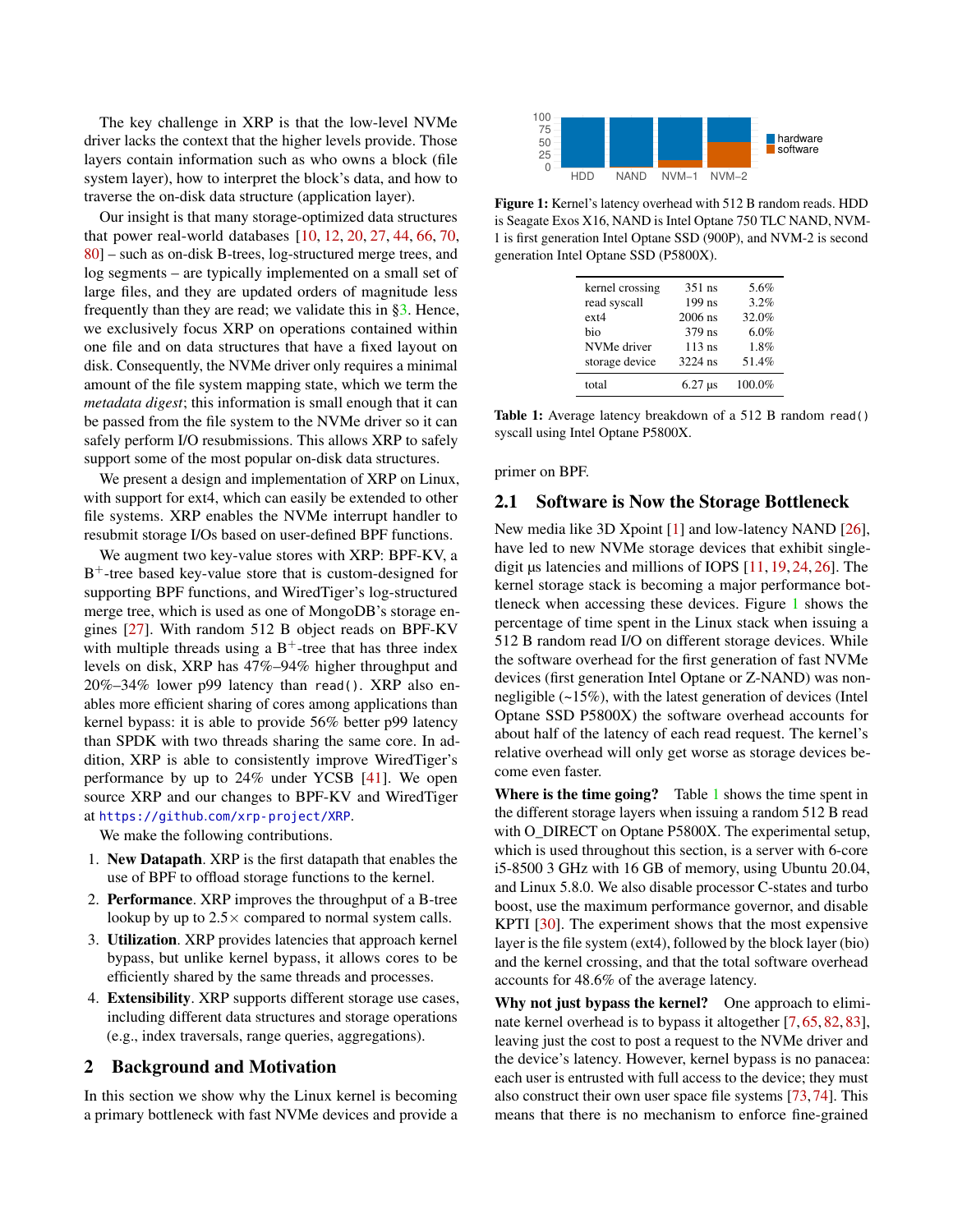The key challenge in XRP is that the low-level NVMe driver lacks the context that the higher levels provide. Those layers contain information such as who owns a block (file system layer), how to interpret the block's data, and how to traverse the on-disk data structure (application layer).

Our insight is that many storage-optimized data structures that power real-world databases [10, 12, 20, 27, 44, 66, 70, 80] – such as on-disk B-trees, log-structured merge trees, and log segments – are typically implemented on a small set of large files, and they are updated orders of magnitude less frequently than they are read; we validate this in §3. Hence, we exclusively focus XRP on operations contained within one file and on data structures that have a fixed layout on disk. Consequently, the NVMe driver only requires a minimal amount of the file system mapping state, which we term the *metadata digest*; this information is small enough that it can be passed from the file system to the NVMe driver so it can safely perform I/O resubmissions. This allows XRP to safely support some of the most popular on-disk data structures.

We present a design and implementation of XRP on Linux, with support for ext4, which can easily be extended to other file systems. XRP enables the NVMe interrupt handler to resubmit storage I/Os based on user-defined BPF functions.

We augment two key-value stores with XRP: BPF-KV, a $B^+$-tree based key-value store that is custom-designed for supporting BPF functions, and WiredTiger's log-structured merge tree, which is used as one of MongoDB's storage engines [27]. With random 512 B object reads on BPF-KV with multiple threads using a $B^+$-tree that has three index levels on disk, XRP has 47%–94% higher throughput and 20%–34% lower p99 latency than `read()`. XRP also enables more efficient sharing of cores among applications than kernel bypass: it is able to provide 56% better p99 latency than SPDK with two threads sharing the same core. In addition, XRP is able to consistently improve WiredTiger's performance by up to 24% under YCSB [41]. We open source XRP and our changes to BPF-KV and WiredTiger at https://github.com/xrp-project/XRP.

We make the following contributions.

1. **New Datapath**. XRP is the first datapath that enables the use of BPF to offload storage functions to the kernel.
2. **Performance**. XRP improves the throughput of a B-tree lookup by up to 2.5× compared to normal system calls.
3. **Utilization**. XRP provides latencies that approach kernel bypass, but unlike kernel bypass, it allows cores to be efficiently shared by the same threads and processes.
4. **Extensibility**. XRP supports different storage use cases, including different data structures and storage operations (e.g., index traversals, range queries, aggregations).

## 2 Background and Motivation

In this section we show why the Linux kernel is becoming a primary bottleneck with fast NVMe devices and provide a primer on BPF.

**Figure 1:** Kernel's latency overhead with 512 B random reads. HDD is Seagate Exos X16, NAND is Intel Optane 750 TLC NAND, NVM-1 is first generation Intel Optane SSD (900P), and NVM-2 is second generation Intel Optane SSD (P5800X).

| | | |
|---|---|---|
| kernel crossing | 351 ns | 5.6% |
| read syscall | 199 ns | 3.2% |
| ext4 | 2006 ns | 32.0% |
| bio | 379 ns | 6.0% |
| NVMe driver | 113 ns | 1.8% |
| storage device | 3224 ns | 51.4% |
| total | 6.27 µs | 100.0% |

**Table 1:** Average latency breakdown of a 512 B random `read()` syscall using Intel Optane P5800X.

### 2.1 Software is Now the Storage Bottleneck

New media like 3D Xpoint [1] and low-latency NAND [26], have led to new NVMe storage devices that exhibit single-digit µs latencies and millions of IOPS [11, 19, 24, 26]. The kernel storage stack is becoming a major performance bottleneck when accessing these devices. Figure 1 shows the percentage of time spent in the Linux stack when issuing a 512 B random read I/O on different storage devices. While the software overhead for the first generation of fast NVMe devices (first generation Intel Optane or Z-NAND) was non-negligible (~15%), with the latest generation of devices (Intel Optane SSD P5800X) the software overhead accounts for about half of the latency of each read request. The kernel's relative overhead will only get worse as storage devices become even faster.

**Where is the time going?** Table 1 shows the time spent in the different storage layers when issuing a random 512 B read with O_DIRECT on Optane P5800X. The experimental setup, which is used throughout this section, is a server with 6-core i5-8500 3 GHz with 16 GB of memory, using Ubuntu 20.04, and Linux 5.8.0. We also disable processor C-states and turbo boost, use the maximum performance governor, and disable KPTI [30]. The experiment shows that the most expensive layer is the file system (ext4), followed by the block layer (bio) and the kernel crossing, and that the total software overhead accounts for 48.6% of the average latency.

**Why not just bypass the kernel?** One approach to eliminate kernel overhead is to bypass it altogether [7, 65, 82, 83], leaving just the cost to post a request to the NVMe driver and the device's latency. However, kernel bypass is no panacea: each user is entrusted with full access to the device; they must also construct their own user space file systems [73, 74]. This means that there is no mechanism to enforce fine-grained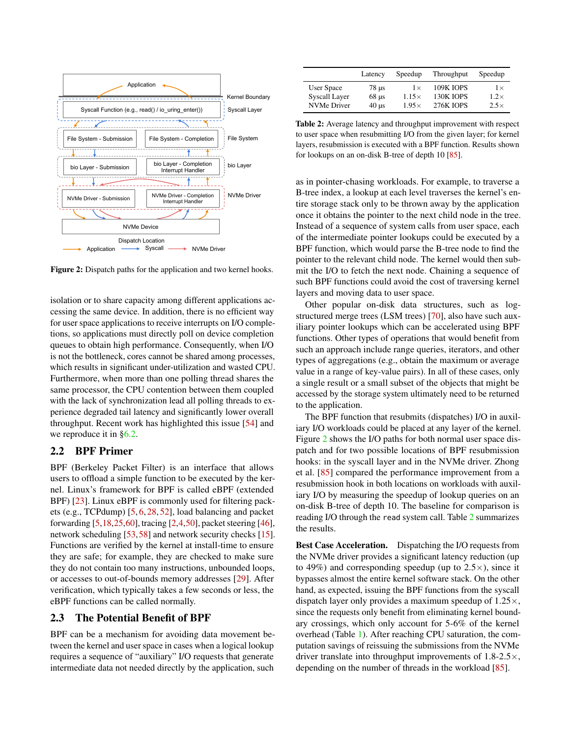Figure 2: Dispatch paths for the application and two kernel hooks.

isolation or to share capacity among different applications accessing the same device. In addition, there is no efficient way for user space applications to receive interrupts on I/O completions, so applications must directly poll on device completion queues to obtain high performance. Consequently, when I/O is not the bottleneck, cores cannot be shared among processes, which results in significant under-utilization and wasted CPU. Furthermore, when more than one polling thread shares the same processor, the CPU contention between them coupled with the lack of synchronization lead all polling threads to experience degraded tail latency and significantly lower overall throughput. Recent work has highlighted this issue [54] and we reproduce it in §6.2.

## 2.2 BPF Primer

BPF (Berkeley Packet Filter) is an interface that allows users to offload a simple function to be executed by the kernel. Linux's framework for BPF is called eBPF (extended BPF) [23]. Linux eBPF is commonly used for filtering packets (e.g., TCPdump) [5, 6, 28, 52], load balancing and packet forwarding [5, 18, 25, 60], tracing [2, 4, 50], packet steering [46], network scheduling [53, 58] and network security checks [15]. Functions are verified by the kernel at install-time to ensure they are safe; for example, they are checked to make sure they do not contain too many instructions, unbounded loops, or accesses to out-of-bounds memory addresses [29]. After verification, which typically takes a few seconds or less, the eBPF functions can be called normally.

## 2.3 The Potential Benefit of BPF

BPF can be a mechanism for avoiding data movement between the kernel and user space in cases when a logical lookup requires a sequence of "auxiliary" I/O requests that generate intermediate data not needed directly by the application, such

| | Latency | Speedup | Throughput | Speedup |
|---|---|---|---|---|
| User Space | 78 µs | 1× | 109K IOPS | 1× |
| Syscall Layer | 68 µs | 1.15× | 130K IOPS | 1.2× |
| NVMe Driver | 40 µs | 1.95× | 276K IOPS | 2.5× |

**Table 2:** Average latency and throughput improvement with respect to user space when resubmitting I/O from the given layer; for kernel layers, resubmission is executed with a BPF function. Results shown for lookups on an on-disk B-tree of depth 10 [85].

as in pointer-chasing workloads. For example, to traverse a B-tree index, a lookup at each level traverses the kernel's entire storage stack only to be thrown away by the application once it obtains the pointer to the next child node in the tree. Instead of a sequence of system calls from user space, each of the intermediate pointer lookups could be executed by a BPF function, which would parse the B-tree node to find the pointer to the relevant child node. The kernel would then submit the I/O to fetch the next node. Chaining a sequence of such BPF functions could avoid the cost of traversing kernel layers and moving data to user space.

Other popular on-disk data structures, such as log-structured merge trees (LSM trees) [70], also have such auxiliary pointer lookups which can be accelerated using BPF functions. Other types of operations that would benefit from such an approach include range queries, iterators, and other types of aggregations (e.g., obtain the maximum or average value in a range of key-value pairs). In all of these cases, only a single result or a small subset of the objects that might be accessed by the storage system ultimately need to be returned to the application.

The BPF function that resubmits (dispatches) I/O in auxiliary I/O workloads could be placed at any layer of the kernel. Figure 2 shows the I/O paths for both normal user space dispatch and for two possible locations of BPF resubmission hooks: in the syscall layer and in the NVMe driver. Zhong et al. [85] compared the performance improvement from a resubmission hook in both locations on workloads with auxiliary I/O by measuring the speedup of lookup queries on an on-disk B-tree of depth 10. The baseline for comparison is reading I/O through the `read` system call. Table 2 summarizes the results.

**Best Case Acceleration.** Dispatching the I/O requests from the NVMe driver provides a significant latency reduction (up to 49%) and corresponding speedup (up to 2.5×), since it bypasses almost the entire kernel software stack. On the other hand, as expected, issuing the BPF functions from the syscall dispatch layer only provides a maximum speedup of 1.25×, since the requests only benefit from eliminating kernel boundary crossings, which only account for 5-6% of the kernel overhead (Table 1). After reaching CPU saturation, the computation savings of reissuing the submissions from the NVMe driver translate into throughput improvements of 1.8-2.5×, depending on the number of threads in the workload [85].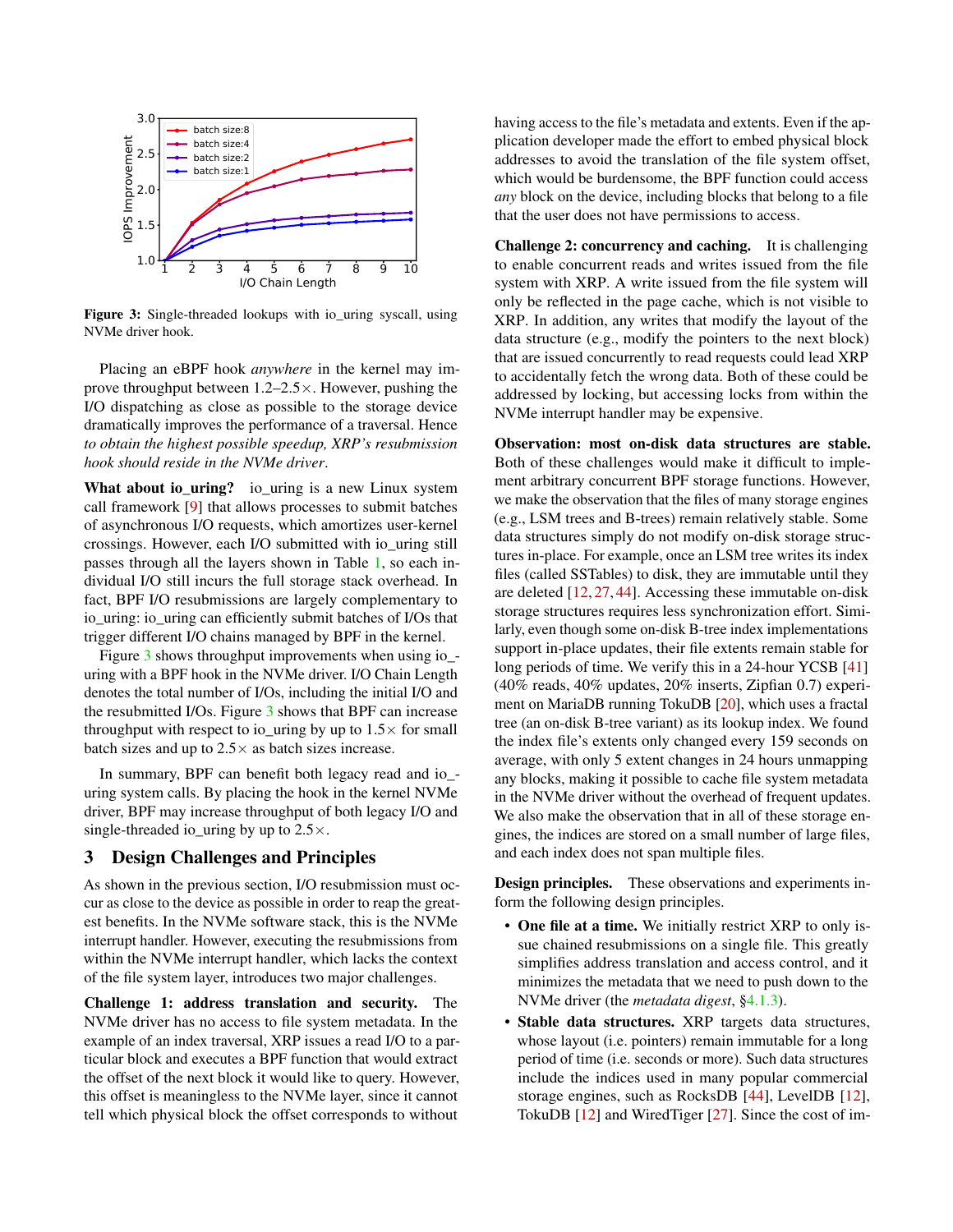Figure 3: Single-threaded lookups with io_uring syscall, using NVMe driver hook.

Placing an eBPF hook *anywhere* in the kernel may improve throughput between 1.2–2.5×. However, pushing the I/O dispatching as close as possible to the storage device dramatically improves the performance of a traversal. Hence *to obtain the highest possible speedup, XRP's resubmission hook should reside in the NVMe driver*.

**What about io_uring?** io_uring is a new Linux system call framework [9] that allows processes to submit batches of asynchronous I/O requests, which amortizes user-kernel crossings. However, each I/O submitted with io_uring still passes through all the layers shown in Table 1, so each individual I/O still incurs the full storage stack overhead. In fact, BPF I/O resubmissions are largely complementary to io_uring: io_uring can efficiently submit batches of I/Os that trigger different I/O chains managed by BPF in the kernel.

Figure 3 shows throughput improvements when using io_uring with a BPF hook in the NVMe driver. I/O Chain Length denotes the total number of I/Os, including the initial I/O and the resubmitted I/Os. Figure 3 shows that BPF can increase throughput with respect to io_uring by up to 1.5× for small batch sizes and up to 2.5× as batch sizes increase.

In summary, BPF can benefit both legacy read and io_uring system calls. By placing the hook in the kernel NVMe driver, BPF may increase throughput of both legacy I/O and single-threaded io_uring by up to 2.5×.

## 3 Design Challenges and Principles

As shown in the previous section, I/O resubmission must occur as close to the device as possible in order to reap the greatest benefits. In the NVMe software stack, this is the NVMe interrupt handler. However, executing the resubmissions from within the NVMe interrupt handler, which lacks the context of the file system layer, introduces two major challenges.

**Challenge 1: address translation and security.** The NVMe driver has no access to file system metadata. In the example of an index traversal, XRP issues a read I/O to a particular block and executes a BPF function that would extract the offset of the next block it would like to query. However, this offset is meaningless to the NVMe layer, since it cannot tell which physical block the offset corresponds to without having access to the file's metadata and extents. Even if the application developer made the effort to embed physical block addresses to avoid the translation of the file system offset, which would be burdensome, the BPF function could access *any* block on the device, including blocks that belong to a file that the user does not have permissions to access.

**Challenge 2: concurrency and caching.** It is challenging to enable concurrent reads and writes issued from the file system with XRP. A write issued from the file system will only be reflected in the page cache, which is not visible to XRP. In addition, any writes that modify the layout of the data structure (e.g., modify the pointers to the next block) that are issued concurrently to read requests could lead XRP to accidentally fetch the wrong data. Both of these could be addressed by locking, but accessing locks from within the NVMe interrupt handler may be expensive.

**Observation: most on-disk data structures are stable.** Both of these challenges would make it difficult to implement arbitrary concurrent BPF storage functions. However, we make the observation that the files of many storage engines (e.g., LSM trees and B-trees) remain relatively stable. Some data structures simply do not modify on-disk storage structures in-place. For example, once an LSM tree writes its index files (called SSTables) to disk, they are immutable until they are deleted [12, 27, 44]. Accessing these immutable on-disk storage structures requires less synchronization effort. Similarly, even though some on-disk B-tree index implementations support in-place updates, their file extents remain stable for long periods of time. We verify this in a 24-hour YCSB [41] (40% reads, 40% updates, 20% inserts, Zipfian 0.7) experiment on MariaDB running TokuDB [20], which uses a fractal tree (an on-disk B-tree variant) as its lookup index. We found the index file's extents only changed every 159 seconds on average, with only 5 extent changes in 24 hours unmapping any blocks, making it possible to cache file system metadata in the NVMe driver without the overhead of frequent updates. We also make the observation that in all of these storage engines, the indices are stored on a small number of large files, and each index does not span multiple files.

**Design principles.** These observations and experiments inform the following design principles.

- **One file at a time.** We initially restrict XRP to only issue chained resubmissions on a single file. This greatly simplifies address translation and access control, and it minimizes the metadata that we need to push down to the NVMe driver (the *metadata digest*, §4.1.3).
- **Stable data structures.** XRP targets data structures, whose layout (i.e. pointers) remain immutable for a long period of time (i.e. seconds or more). Such data structures include the indices used in many popular commercial storage engines, such as RocksDB [44], LevelDB [12], TokuDB [12] and WiredTiger [27]. Since the cost of im-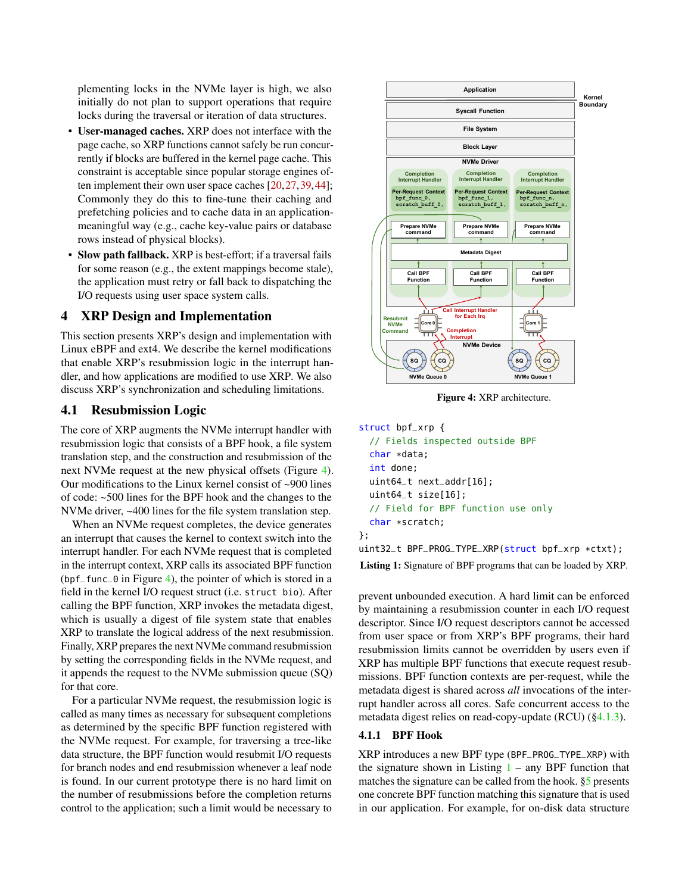plementing locks in the NVMe layer is high, we also initially do not plan to support operations that require locks during the traversal or iteration of data structures.

- **User-managed caches.** XRP does not interface with the page cache, so XRP functions cannot safely be run concurrently if blocks are buffered in the kernel page cache. This constraint is acceptable since popular storage engines often implement their own user space caches [20,27,39,44]; Commonly they do this to fine-tune their caching and prefetching policies and to cache data in an application-meaningful way (e.g., cache key-value pairs or database rows instead of physical blocks).
- **Slow path fallback.** XRP is best-effort; if a traversal fails for some reason (e.g., the extent mappings become stale), the application must retry or fall back to dispatching the I/O requests using user space system calls.

## 4 XRP Design and Implementation

This section presents XRP's design and implementation with Linux eBPF and ext4. We describe the kernel modifications that enable XRP's resubmission logic in the interrupt handler, and how applications are modified to use XRP. We also discuss XRP's synchronization and scheduling limitations.

### 4.1 Resubmission Logic

The core of XRP augments the NVMe interrupt handler with resubmission logic that consists of a BPF hook, a file system translation step, and the construction and resubmission of the next NVMe request at the new physical offsets (Figure 4). Our modifications to the Linux kernel consist of ~900 lines of code: ~500 lines for the BPF hook and the changes to the NVMe driver, ~400 lines for the file system translation step.

When an NVMe request completes, the device generates an interrupt that causes the kernel to context switch into the interrupt handler. For each NVMe request that is completed in the interrupt context, XRP calls its associated BPF function (bpf_func_0 in Figure 4), the pointer of which is stored in a field in the kernel I/O request struct (i.e. struct bio). After calling the BPF function, XRP invokes the metadata digest, which is usually a digest of file system state that enables XRP to translate the logical address of the next resubmission. Finally, XRP prepares the next NVMe command resubmission by setting the corresponding fields in the NVMe request, and it appends the request to the NVMe submission queue (SQ) for that core.

For a particular NVMe request, the resubmission logic is called as many times as necessary for subsequent completions as determined by the specific BPF function registered with the NVMe request. For example, for traversing a tree-like data structure, the BPF function would resubmit I/O requests for branch nodes and end resubmission whenever a leaf node is found. In our current prototype there is no hard limit on the number of resubmissions before the completion returns control to the application; such a limit would be necessary to prevent unbounded execution. A hard limit can be enforced by maintaining a resubmission counter in each I/O request descriptor. Since I/O request descriptors cannot be accessed from user space or from XRP's BPF programs, their hard resubmission limits cannot be overridden by users even if XRP has multiple BPF functions that execute request resubmissions. BPF function contexts are per-request, while the metadata digest is shared across *all* invocations of the interrupt handler across all cores. Safe concurrent access to the metadata digest relies on read-copy-update (RCU) (§4.1.3).

**Figure 4:** XRP architecture.

```
struct bpf_xrp {
  // Fields inspected outside BPF
  char *data;
  int done;
  uint64_t next_addr[16];
  uint64_t size[16];
  // Field for BPF function use only
  char *scratch;
};
uint32_t BPF_PROG_TYPE_XRP(struct bpf_xrp *ctxt);
```

**Listing 1:** Signature of BPF programs that can be loaded by XRP.

#### 4.1.1 BPF Hook

XRP introduces a new BPF type (BPF_PROG_TYPE_XRP) with the signature shown in Listing 1 – any BPF function that matches the signature can be called from the hook. §5 presents one concrete BPF function matching this signature that is used in our application. For example, for on-disk data structure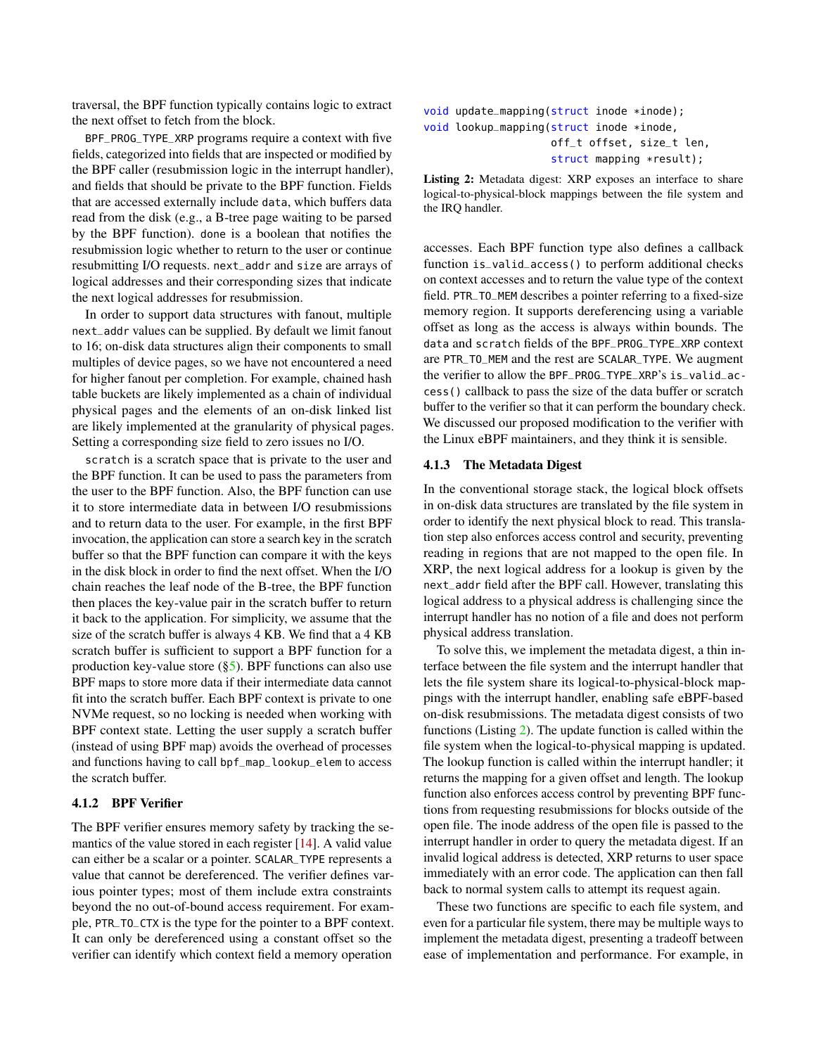traversal, the BPF function typically contains logic to extract the next offset to fetch from the block.

BPF_PROG_TYPE_XRP programs require a context with five fields, categorized into fields that are inspected or modified by the BPF caller (resubmission logic in the interrupt handler), and fields that should be private to the BPF function. Fields that are accessed externally include data, which buffers data read from the disk (e.g., a B-tree page waiting to be parsed by the BPF function). done is a boolean that notifies the resubmission logic whether to return to the user or continue resubmitting I/O requests. next_addr and size are arrays of logical addresses and their corresponding sizes that indicate the next logical addresses for resubmission.

In order to support data structures with fanout, multiple next_addr values can be supplied. By default we limit fanout to 16; on-disk data structures align their components to small multiples of device pages, so we have not encountered a need for higher fanout per completion. For example, chained hash table buckets are likely implemented as a chain of individual physical pages and the elements of an on-disk linked list are likely implemented at the granularity of physical pages. Setting a corresponding size field to zero issues no I/O.

scratch is a scratch space that is private to the user and the BPF function. It can be used to pass the parameters from the user to the BPF function. Also, the BPF function can use it to store intermediate data in between I/O resubmissions and to return data to the user. For example, in the first BPF invocation, the application can store a search key in the scratch buffer so that the BPF function can compare it with the keys in the disk block in order to find the next offset. When the I/O chain reaches the leaf node of the B-tree, the BPF function then places the key-value pair in the scratch buffer to return it back to the application. For simplicity, we assume that the size of the scratch buffer is always 4 KB. We find that a 4 KB scratch buffer is sufficient to support a BPF function for a production key-value store (§5). BPF functions can also use BPF maps to store more data if their intermediate data cannot fit into the scratch buffer. Each BPF context is private to one NVMe request, so no locking is needed when working with BPF context state. Letting the user supply a scratch buffer (instead of using BPF map) avoids the overhead of processes and functions having to call bpf_map_lookup_elem to access the scratch buffer.

### 4.1.2 BPF Verifier

The BPF verifier ensures memory safety by tracking the semantics of the value stored in each register [14]. A valid value can either be a scalar or a pointer. SCALAR_TYPE represents a value that cannot be dereferenced. The verifier defines various pointer types; most of them include extra constraints beyond the no out-of-bound access requirement. For example, PTR_TO_CTX is the type for the pointer to a BPF context. It can only be dereferenced using a constant offset so the verifier can identify which context field a memory operation accesses. Each BPF function type also defines a callback function is_valid_access() to perform additional checks on context accesses and to return the value type of the context field. PTR_TO_MEM describes a pointer referring to a fixed-size memory region. It supports dereferencing using a variable offset as long as the access is always within bounds. The data and scratch fields of the BPF_PROG_TYPE_XRP context are PTR_TO_MEM and the rest are SCALAR_TYPE. We augment the verifier to allow the BPF_PROG_TYPE_XRP's is_valid_access() callback to pass the size of the data buffer or scratch buffer to the verifier so that it can perform the boundary check. We discussed our proposed modification to the verifier with the Linux eBPF maintainers, and they think it is sensible.

```
void update_mapping(struct inode *inode);
void lookup_mapping(struct inode *inode,
                    off_t offset, size_t len,
                    struct mapping *result);
```

**Listing 2:** Metadata digest: XRP exposes an interface to share logical-to-physical-block mappings between the file system and the IRQ handler.

### 4.1.3 The Metadata Digest

In the conventional storage stack, the logical block offsets in on-disk data structures are translated by the file system in order to identify the next physical block to read. This translation step also enforces access control and security, preventing reading in regions that are not mapped to the open file. In XRP, the next logical address for a lookup is given by the next_addr field after the BPF call. However, translating this logical address to a physical address is challenging since the interrupt handler has no notion of a file and does not perform physical address translation.

To solve this, we implement the metadata digest, a thin interface between the file system and the interrupt handler that lets the file system share its logical-to-physical-block mappings with the interrupt handler, enabling safe eBPF-based on-disk resubmissions. The metadata digest consists of two functions (Listing 2). The update function is called within the file system when the logical-to-physical mapping is updated. The lookup function is called within the interrupt handler; it returns the mapping for a given offset and length. The lookup function also enforces access control by preventing BPF functions from requesting resubmissions for blocks outside of the open file. The inode address of the open file is passed to the interrupt handler in order to query the metadata digest. If an invalid logical address is detected, XRP returns to user space immediately with an error code. The application can then fall back to normal system calls to attempt its request again.

These two functions are specific to each file system, and even for a particular file system, there may be multiple ways to implement the metadata digest, presenting a tradeoff between ease of implementation and performance. For example, in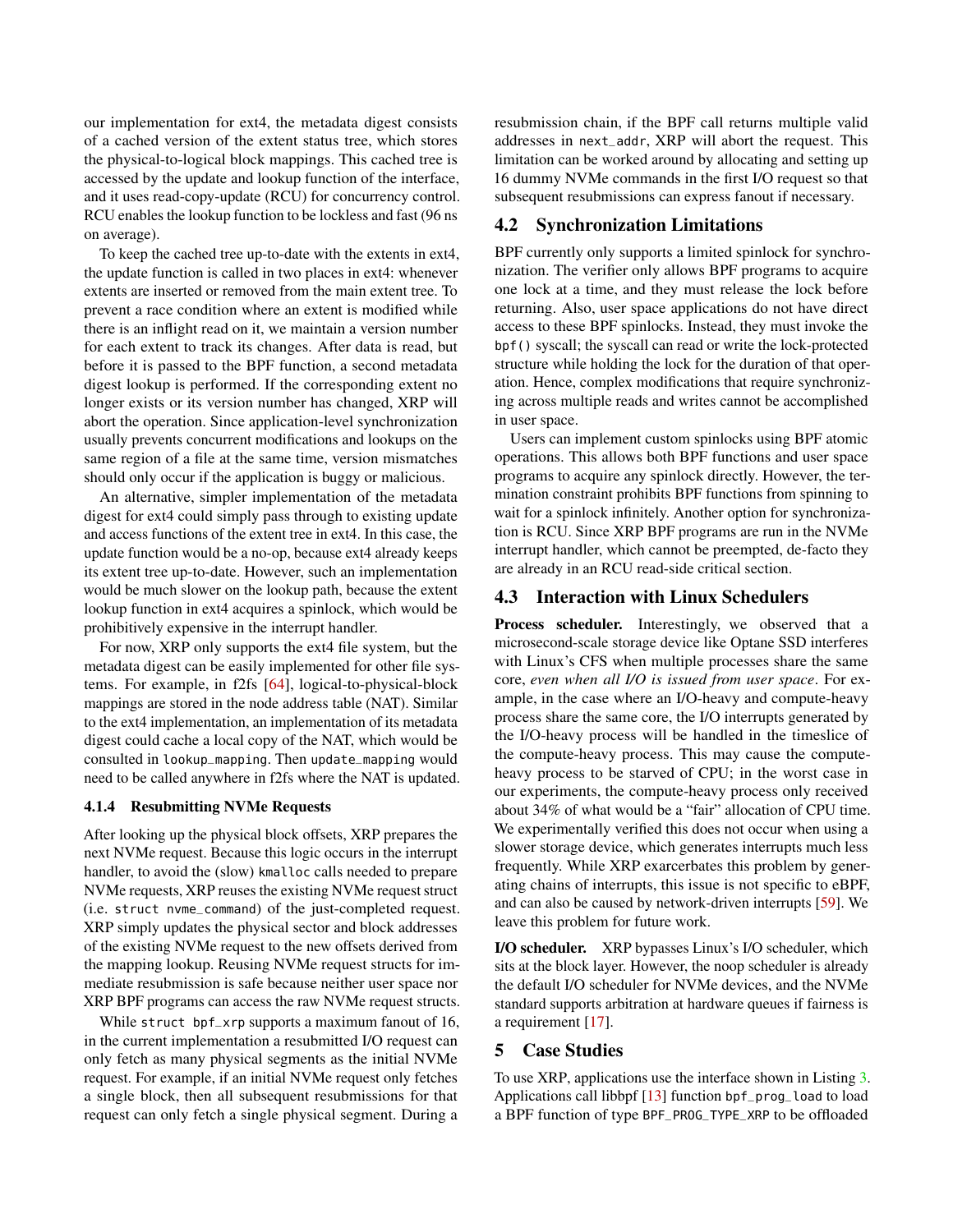our implementation for ext4, the metadata digest consists of a cached version of the extent status tree, which stores the physical-to-logical block mappings. This cached tree is accessed by the update and lookup function of the interface, and it uses read-copy-update (RCU) for concurrency control. RCU enables the lookup function to be lockless and fast (96 ns on average).

To keep the cached tree up-to-date with the extents in ext4, the update function is called in two places in ext4: whenever extents are inserted or removed from the main extent tree. To prevent a race condition where an extent is modified while there is an inflight read on it, we maintain a version number for each extent to track its changes. After data is read, but before it is passed to the BPF function, a second metadata digest lookup is performed. If the corresponding extent no longer exists or its version number has changed, XRP will abort the operation. Since application-level synchronization usually prevents concurrent modifications and lookups on the same region of a file at the same time, version mismatches should only occur if the application is buggy or malicious.

An alternative, simpler implementation of the metadata digest for ext4 could simply pass through to existing update and access functions of the extent tree in ext4. In this case, the update function would be a no-op, because ext4 already keeps its extent tree up-to-date. However, such an implementation would be much slower on the lookup path, because the extent lookup function in ext4 acquires a spinlock, which would be prohibitively expensive in the interrupt handler.

For now, XRP only supports the ext4 file system, but the metadata digest can be easily implemented for other file systems. For example, in f2fs [64], logical-to-physical-block mappings are stored in the node address table (NAT). Similar to the ext4 implementation, an implementation of its metadata digest could cache a local copy of the NAT, which would be consulted in `lookup_mapping`. Then `update_mapping` would need to be called anywhere in f2fs where the NAT is updated.

#### 4.1.4 Resubmitting NVMe Requests

After looking up the physical block offsets, XRP prepares the next NVMe request. Because this logic occurs in the interrupt handler, to avoid the (slow) `kmalloc` calls needed to prepare NVMe requests, XRP reuses the existing NVMe request struct (i.e. `struct nvme_command`) of the just-completed request. XRP simply updates the physical sector and block addresses of the existing NVMe request to the new offsets derived from the mapping lookup. Reusing NVMe request structs for immediate resubmission is safe because neither user space nor XRP BPF programs can access the raw NVMe request structs.

While `struct bpf_xrp` supports a maximum fanout of 16, in the current implementation a resubmitted I/O request can only fetch as many physical segments as the initial NVMe request. For example, if an initial NVMe request only fetches a single block, then all subsequent resubmissions for that request can only fetch a single physical segment. During a resubmission chain, if the BPF call returns multiple valid addresses in `next_addr`, XRP will abort the request. This limitation can be worked around by allocating and setting up 16 dummy NVMe commands in the first I/O request so that subsequent resubmissions can express fanout if necessary.

### 4.2 Synchronization Limitations

BPF currently only supports a limited spinlock for synchronization. The verifier only allows BPF programs to acquire one lock at a time, and they must release the lock before returning. Also, user space applications do not have direct access to these BPF spinlocks. Instead, they must invoke the `bpf()` syscall; the syscall can read or write the lock-protected structure while holding the lock for the duration of that operation. Hence, complex modifications that require synchronizing across multiple reads and writes cannot be accomplished in user space.

Users can implement custom spinlocks using BPF atomic operations. This allows both BPF functions and user space programs to acquire any spinlock directly. However, the termination constraint prohibits BPF functions from spinning to wait for a spinlock infinitely. Another option for synchronization is RCU. Since XRP BPF programs are run in the NVMe interrupt handler, which cannot be preempted, de-facto they are already in an RCU read-side critical section.

### 4.3 Interaction with Linux Schedulers

**Process scheduler.** Interestingly, we observed that a microsecond-scale storage device like Optane SSD interferes with Linux's CFS when multiple processes share the same core, *even when all I/O is issued from user space*. For example, in the case where an I/O-heavy and compute-heavy process share the same core, the I/O interrupts generated by the I/O-heavy process will be handled in the timeslice of the compute-heavy process. This may cause the compute-heavy process to be starved of CPU; in the worst case in our experiments, the compute-heavy process only received about 34% of what would be a "fair" allocation of CPU time. We experimentally verified this does not occur when using a slower storage device, which generates interrupts much less frequently. While XRP exarcerbates this problem by generating chains of interrupts, this issue is not specific to eBPF, and can also be caused by network-driven interrupts [59]. We leave this problem for future work.

**I/O scheduler.** XRP bypasses Linux's I/O scheduler, which sits at the block layer. However, the noop scheduler is already the default I/O scheduler for NVMe devices, and the NVMe standard supports arbitration at hardware queues if fairness is a requirement [17].

## 5 Case Studies

To use XRP, applications use the interface shown in Listing 3. Applications call libbpf [13] function `bpf_prog_load` to load a BPF function of type `BPF_PROG_TYPE_XRP` to be offloaded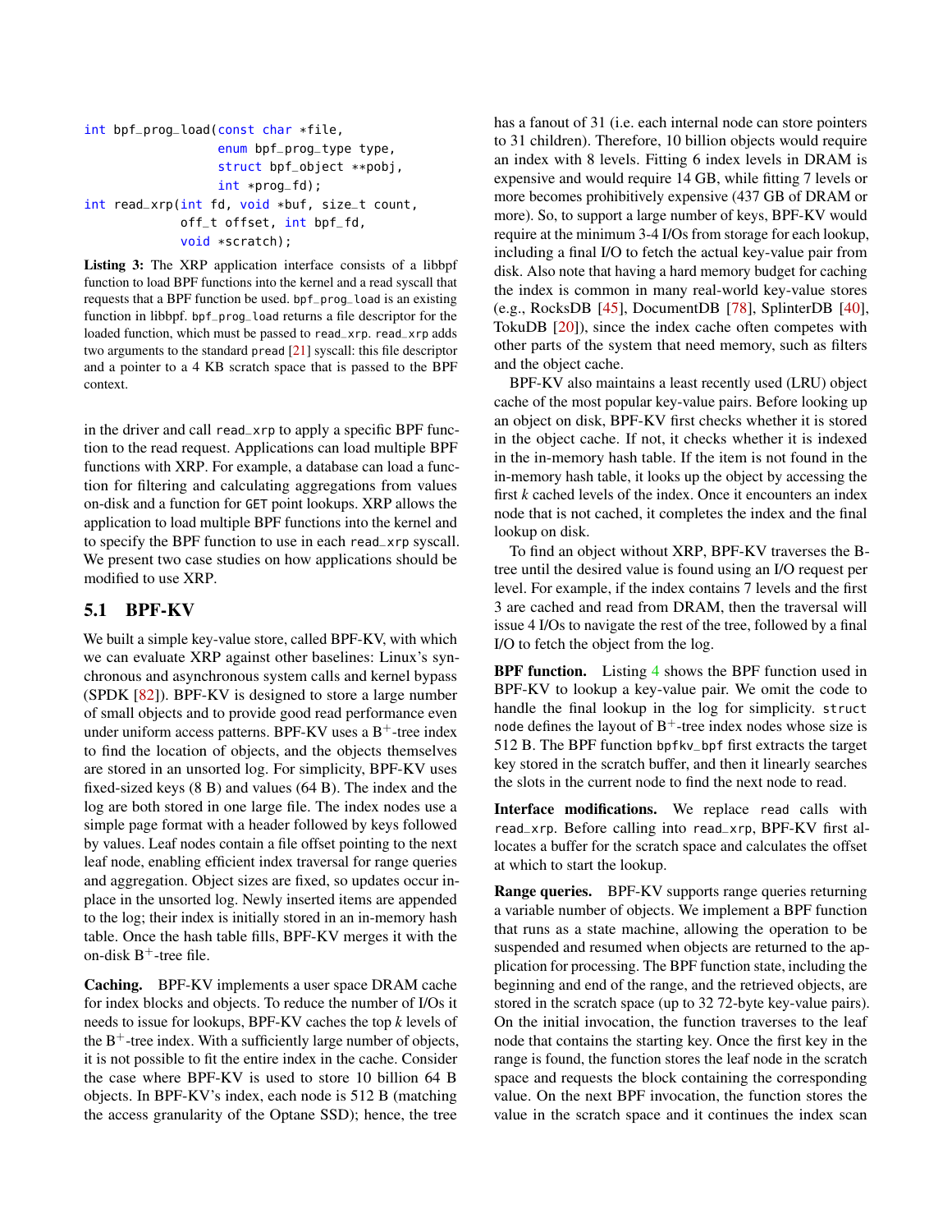```
int bpf_prog_load(const char *file,
                  enum bpf_prog_type type,
                  struct bpf_object **pobj,
                  int *prog_fd);
int read_xrp(int fd, void *buf, size_t count,
             off_t offset, int bpf_fd,
             void *scratch);
```

**Listing 3:** The XRP application interface consists of a libbpf function to load BPF functions into the kernel and a read syscall that requests that a BPF function be used. `bpf_prog_load` is an existing function in libbpf. `bpf_prog_load` returns a file descriptor for the loaded function, which must be passed to `read_xrp`. `read_xrp` adds two arguments to the standard `pread` [21] syscall: this file descriptor and a pointer to a 4 KB scratch space that is passed to the BPF context.

in the driver and call `read_xrp` to apply a specific BPF function to the read request. Applications can load multiple BPF functions with XRP. For example, a database can load a function for filtering and calculating aggregations from values on-disk and a function for `GET` point lookups. XRP allows the application to load multiple BPF functions into the kernel and to specify the BPF function to use in each `read_xrp` syscall. We present two case studies on how applications should be modified to use XRP.

## 5.1 BPF-KV

We built a simple key-value store, called BPF-KV, with which we can evaluate XRP against other baselines: Linux's synchronous and asynchronous system calls and kernel bypass (SPDK [82]). BPF-KV is designed to store a large number of small objects and to provide good read performance even under uniform access patterns. BPF-KV uses a B$^+$-tree index to find the location of objects, and the objects themselves are stored in an unsorted log. For simplicity, BPF-KV uses fixed-sized keys (8 B) and values (64 B). The index and the log are both stored in one large file. The index nodes use a simple page format with a header followed by keys followed by values. Leaf nodes contain a file offset pointing to the next leaf node, enabling efficient index traversal for range queries and aggregation. Object sizes are fixed, so updates occur in-place in the unsorted log. Newly inserted items are appended to the log; their index is initially stored in an in-memory hash table. Once the hash table fills, BPF-KV merges it with the on-disk B$^+$-tree file.

**Caching.** BPF-KV implements a user space DRAM cache for index blocks and objects. To reduce the number of I/Os it needs to issue for lookups, BPF-KV caches the top *k* levels of the B$^+$-tree index. With a sufficiently large number of objects, it is not possible to fit the entire index in the cache. Consider the case where BPF-KV is used to store 10 billion 64 B objects. In BPF-KV's index, each node is 512 B (matching the access granularity of the Optane SSD); hence, the tree has a fanout of 31 (i.e. each internal node can store pointers to 31 children). Therefore, 10 billion objects would require an index with 8 levels. Fitting 6 index levels in DRAM is expensive and would require 14 GB, while fitting 7 levels or more becomes prohibitively expensive (437 GB of DRAM or more). So, to support a large number of keys, BPF-KV would require at the minimum 3-4 I/Os from storage for each lookup, including a final I/O to fetch the actual key-value pair from disk. Also note that having a hard memory budget for caching the index is common in many real-world key-value stores (e.g., RocksDB [45], DocumentDB [78], SplinterDB [40], TokuDB [20]), since the index cache often competes with other parts of the system that need memory, such as filters and the object cache.

BPF-KV also maintains a least recently used (LRU) object cache of the most popular key-value pairs. Before looking up an object on disk, BPF-KV first checks whether it is stored in the object cache. If not, it checks whether it is indexed in the in-memory hash table. If the item is not found in the in-memory hash table, it looks up the object by accessing the first *k* cached levels of the index. Once it encounters an index node that is not cached, it completes the index and the final lookup on disk.

To find an object without XRP, BPF-KV traverses the B-tree until the desired value is found using an I/O request per level. For example, if the index contains 7 levels and the first 3 are cached and read from DRAM, then the traversal will issue 4 I/Os to navigate the rest of the tree, followed by a final I/O to fetch the object from the log.

**BPF function.** Listing 4 shows the BPF function used in BPF-KV to lookup a key-value pair. We omit the code to handle the final lookup in the log for simplicity. `struct node` defines the layout of B$^+$-tree index nodes whose size is 512 B. The BPF function `bpfkv_bpf` first extracts the target key stored in the scratch buffer, and then it linearly searches the slots in the current node to find the next node to read.

**Interface modifications.** We replace `read` calls with `read_xrp`. Before calling into `read_xrp`, BPF-KV first allocates a buffer for the scratch space and calculates the offset at which to start the lookup.

**Range queries.** BPF-KV supports range queries returning a variable number of objects. We implement a BPF function that runs as a state machine, allowing the operation to be suspended and resumed when objects are returned to the application for processing. The BPF function state, including the beginning and end of the range, and the retrieved objects, are stored in the scratch space (up to 32 72-byte key-value pairs). On the initial invocation, the function traverses to the leaf node that contains the starting key. Once the first key in the range is found, the function stores the leaf node in the scratch space and requests the block containing the corresponding value. On the next BPF invocation, the function stores the value in the scratch space and it continues the index scan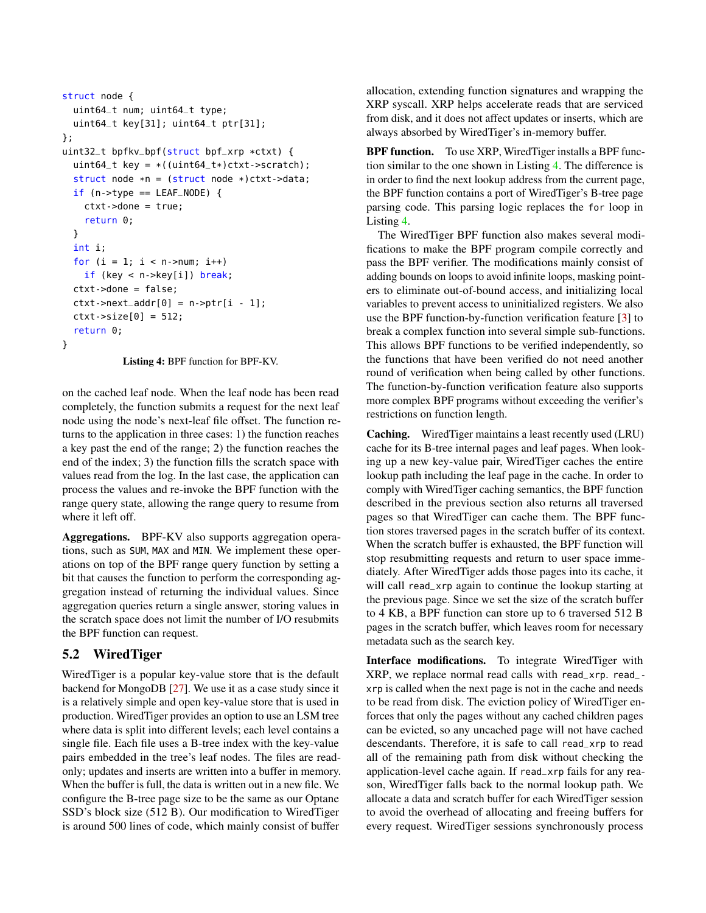```
struct node {
  uint64_t num; uint64_t type;
  uint64_t key[31]; uint64_t ptr[31];
};
uint32_t bpfkv_bpf(struct bpf_xrp *ctxt) {
  uint64_t key = *((uint64_t*)ctxt->scratch);
  struct node *n = (struct node *)ctxt->data;
  if (n->type == LEAF_NODE) {
    ctxt->done = true;
    return 0;
  }
  int i;
  for (i = 1; i < n->num; i++)
    if (key < n->key[i]) break;
  ctxt->done = false;
  ctxt->next_addr[0] = n->ptr[i - 1];
  ctxt->size[0] = 512;
  return 0;
}
```

**Listing 4:** BPF function for BPF-KV.

on the cached leaf node. When the leaf node has been read completely, the function submits a request for the next leaf node using the node's next-leaf file offset. The function returns to the application in three cases: 1) the function reaches a key past the end of the range; 2) the function reaches the end of the index; 3) the function fills the scratch space with values read from the log. In the last case, the application can process the values and re-invoke the BPF function with the range query state, allowing the range query to resume from where it left off.

**Aggregations.** BPF-KV also supports aggregation operations, such as `SUM`, `MAX` and `MIN`. We implement these operations on top of the BPF range query function by setting a bit that causes the function to perform the corresponding aggregation instead of returning the individual values. Since aggregation queries return a single answer, storing values in the scratch space does not limit the number of I/O resubmits the BPF function can request.

## 5.2 WiredTiger

WiredTiger is a popular key-value store that is the default backend for MongoDB [27]. We use it as a case study since it is a relatively simple and open key-value store that is used in production. WiredTiger provides an option to use an LSM tree where data is split into different levels; each level contains a single file. Each file uses a B-tree index with the key-value pairs embedded in the tree's leaf nodes. The files are read-only; updates and inserts are written into a buffer in memory. When the buffer is full, the data is written out in a new file. We configure the B-tree page size to be the same as our Optane SSD's block size (512 B). Our modification to WiredTiger is around 500 lines of code, which mainly consist of buffer allocation, extending function signatures and wrapping the XRP syscall. XRP helps accelerate reads that are serviced from disk, and it does not affect updates or inserts, which are always absorbed by WiredTiger's in-memory buffer.

**BPF function.** To use XRP, WiredTiger installs a BPF function similar to the one shown in Listing 4. The difference is in order to find the next lookup address from the current page, the BPF function contains a port of WiredTiger's B-tree page parsing code. This parsing logic replaces the `for` loop in Listing 4.

The WiredTiger BPF function also makes several modifications to make the BPF program compile correctly and pass the BPF verifier. The modifications mainly consist of adding bounds on loops to avoid infinite loops, masking pointers to eliminate out-of-bound access, and initializing local variables to prevent access to uninitialized registers. We also use the BPF function-by-function verification feature [3] to break a complex function into several simple sub-functions. This allows BPF functions to be verified independently, so the functions that have been verified do not need another round of verification when being called by other functions. The function-by-function verification feature also supports more complex BPF programs without exceeding the verifier's restrictions on function length.

**Caching.** WiredTiger maintains a least recently used (LRU) cache for its B-tree internal pages and leaf pages. When looking up a new key-value pair, WiredTiger caches the entire lookup path including the leaf page in the cache. In order to comply with WiredTiger caching semantics, the BPF function described in the previous section also returns all traversed pages so that WiredTiger can cache them. The BPF function stores traversed pages in the scratch buffer of its context. When the scratch buffer is exhausted, the BPF function will stop resubmitting requests and return to user space immediately. After WiredTiger adds those pages into its cache, it will call `read_xrp` again to continue the lookup starting at the previous page. Since we set the size of the scratch buffer to 4 KB, a BPF function can store up to 6 traversed 512 B pages in the scratch buffer, which leaves room for necessary metadata such as the search key.

**Interface modifications.** To integrate WiredTiger with XRP, we replace normal read calls with `read_xrp`. `read_xrp` is called when the next page is not in the cache and needs to be read from disk. The eviction policy of WiredTiger enforces that only the pages without any cached children pages can be evicted, so any uncached page will not have cached descendants. Therefore, it is safe to call `read_xrp` to read all of the remaining path from disk without checking the application-level cache again. If `read_xrp` fails for any reason, WiredTiger falls back to the normal lookup path. We allocate a data and scratch buffer for each WiredTiger session to avoid the overhead of allocating and freeing buffers for every request. WiredTiger sessions synchronously process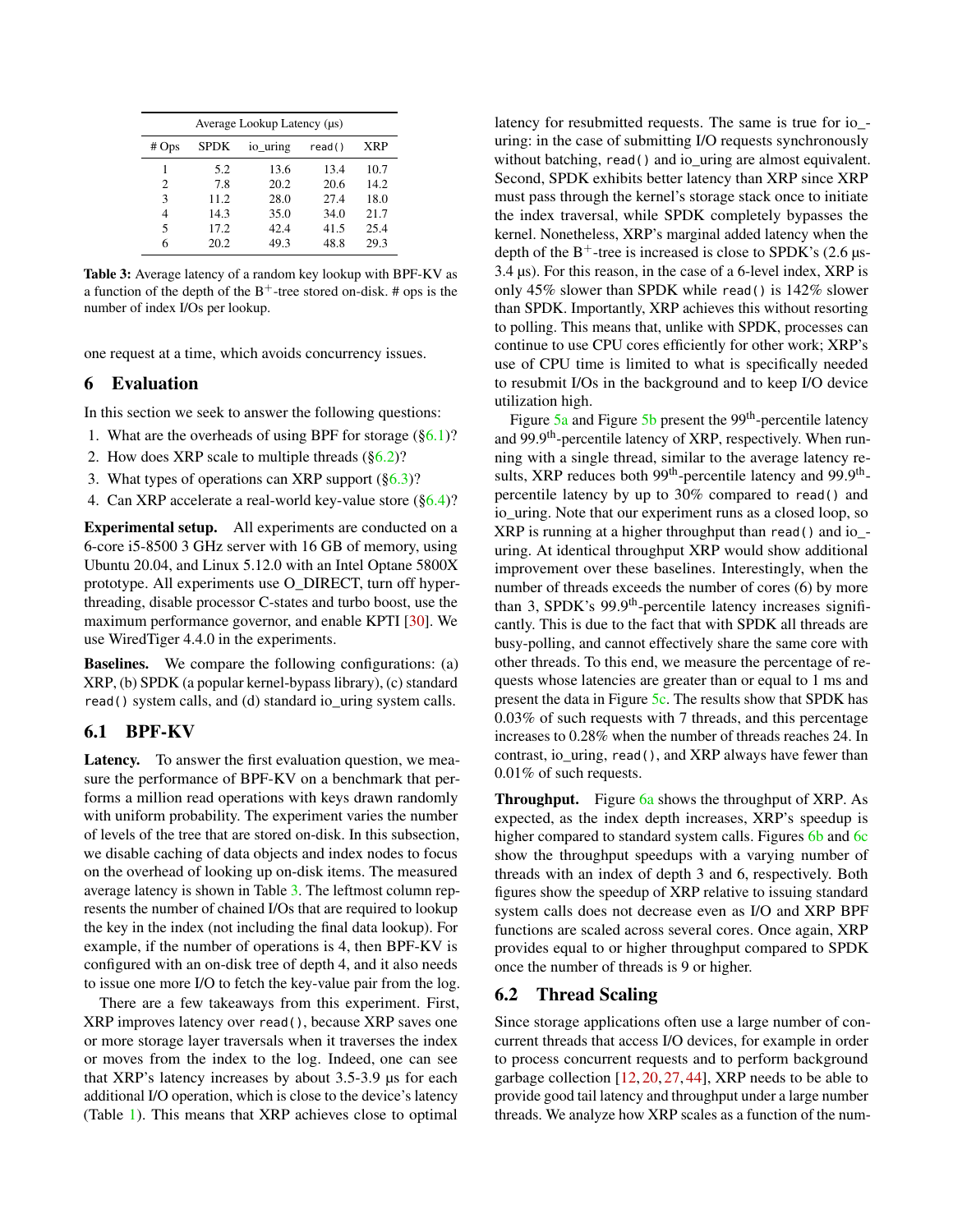| Average Lookup Latency (µs) | | | | |
|---|---|---|---|---|
| # Ops | SPDK | io_uring | `read()` | XRP |
| 1 | 5.2 | 13.6 | 13.4 | 10.7 |
| 2 | 7.8 | 20.2 | 20.6 | 14.2 |
| 3 | 11.2 | 28.0 | 27.4 | 18.0 |
| 4 | 14.3 | 35.0 | 34.0 | 21.7 |
| 5 | 17.2 | 42.4 | 41.5 | 25.4 |
| 6 | 20.2 | 49.3 | 48.8 | 29.3 |

**Table 3:** Average latency of a random key lookup with BPF-KV as a function of the depth of the B$^+$-tree stored on-disk. # ops is the number of index I/Os per lookup.

one request at a time, which avoids concurrency issues.

## 6 Evaluation

In this section we seek to answer the following questions:

1. What are the overheads of using BPF for storage (§6.1)?
2. How does XRP scale to multiple threads (§6.2)?
3. What types of operations can XRP support (§6.3)?
4. Can XRP accelerate a real-world key-value store (§6.4)?

**Experimental setup.** All experiments are conducted on a 6-core i5-8500 3 GHz server with 16 GB of memory, using Ubuntu 20.04, and Linux 5.12.0 with an Intel Optane 5800X prototype. All experiments use O_DIRECT, turn off hyper-threading, disable processor C-states and turbo boost, use the maximum performance governor, and enable KPTI [30]. We use WiredTiger 4.4.0 in the experiments.

**Baselines.** We compare the following configurations: (a) XRP, (b) SPDK (a popular kernel-bypass library), (c) standard `read()` system calls, and (d) standard io_uring system calls.

### 6.1 BPF-KV

**Latency.** To answer the first evaluation question, we measure the performance of BPF-KV on a benchmark that performs a million read operations with keys drawn randomly with uniform probability. The experiment varies the number of levels of the tree that are stored on-disk. In this subsection, we disable caching of data objects and index nodes to focus on the overhead of looking up on-disk items. The measured average latency is shown in Table 3. The leftmost column represents the number of chained I/Os that are required to lookup the key in the index (not including the final data lookup). For example, if the number of operations is 4, then BPF-KV is configured with an on-disk tree of depth 4, and it also needs to issue one more I/O to fetch the key-value pair from the log.

There are a few takeaways from this experiment. First, XRP improves latency over `read()`, because XRP saves one or more storage layer traversals when it traverses the index or moves from the index to the log. Indeed, one can see that XRP's latency increases by about 3.5-3.9 µs for each additional I/O operation, which is close to the device's latency (Table 1). This means that XRP achieves close to optimal latency for resubmitted requests. The same is true for io_uring: in the case of submitting I/O requests synchronously without batching, `read()` and io_uring are almost equivalent. Second, SPDK exhibits better latency than XRP since XRP must pass through the kernel's storage stack once to initiate the index traversal, while SPDK completely bypasses the kernel. Nonetheless, XRP's marginal added latency when the depth of the B$^+$-tree is increased is close to SPDK's (2.6 µs-3.4 µs). For this reason, in the case of a 6-level index, XRP is only 45% slower than SPDK while `read()` is 142% slower than SPDK. Importantly, XRP achieves this without resorting to polling. This means that, unlike with SPDK, processes can continue to use CPU cores efficiently for other work; XRP's use of CPU time is limited to what is specifically needed to resubmit I/Os in the background and to keep I/O device utilization high.

Figure 5a and Figure 5b present the 99$^{\text{th}}$-percentile latency and 99.9$^{\text{th}}$-percentile latency of XRP, respectively. When running with a single thread, similar to the average latency results, XRP reduces both 99$^{\text{th}}$-percentile latency and 99.9$^{\text{th}}$-percentile latency by up to 30% compared to `read()` and io_uring. Note that our experiment runs as a closed loop, so XRP is running at a higher throughput than `read()` and io_uring. At identical throughput XRP would show additional improvement over these baselines. Interestingly, when the number of threads exceeds the number of cores (6) by more than 3, SPDK's 99.9$^{\text{th}}$-percentile latency increases significantly. This is due to the fact that with SPDK all threads are busy-polling, and cannot effectively share the same core with other threads. To this end, we measure the percentage of requests whose latencies are greater than or equal to 1 ms and present the data in Figure 5c. The results show that SPDK has 0.03% of such requests with 7 threads, and this percentage increases to 0.28% when the number of threads reaches 24. In contrast, io_uring, `read()`, and XRP always have fewer than 0.01% of such requests.

**Throughput.** Figure 6a shows the throughput of XRP. As expected, as the index depth increases, XRP's speedup is higher compared to standard system calls. Figures 6b and 6c show the throughput speedups with a varying number of threads with an index of depth 3 and 6, respectively. Both figures show the speedup of XRP relative to issuing standard system calls does not decrease even as I/O and XRP BPF functions are scaled across several cores. Once again, XRP provides equal to or higher throughput compared to SPDK once the number of threads is 9 or higher.

### 6.2 Thread Scaling

Since storage applications often use a large number of concurrent threads that access I/O devices, for example in order to process concurrent requests and to perform background garbage collection [12, 20, 27, 44], XRP needs to be able to provide good tail latency and throughput under a large number threads. We analyze how XRP scales as a function of the num-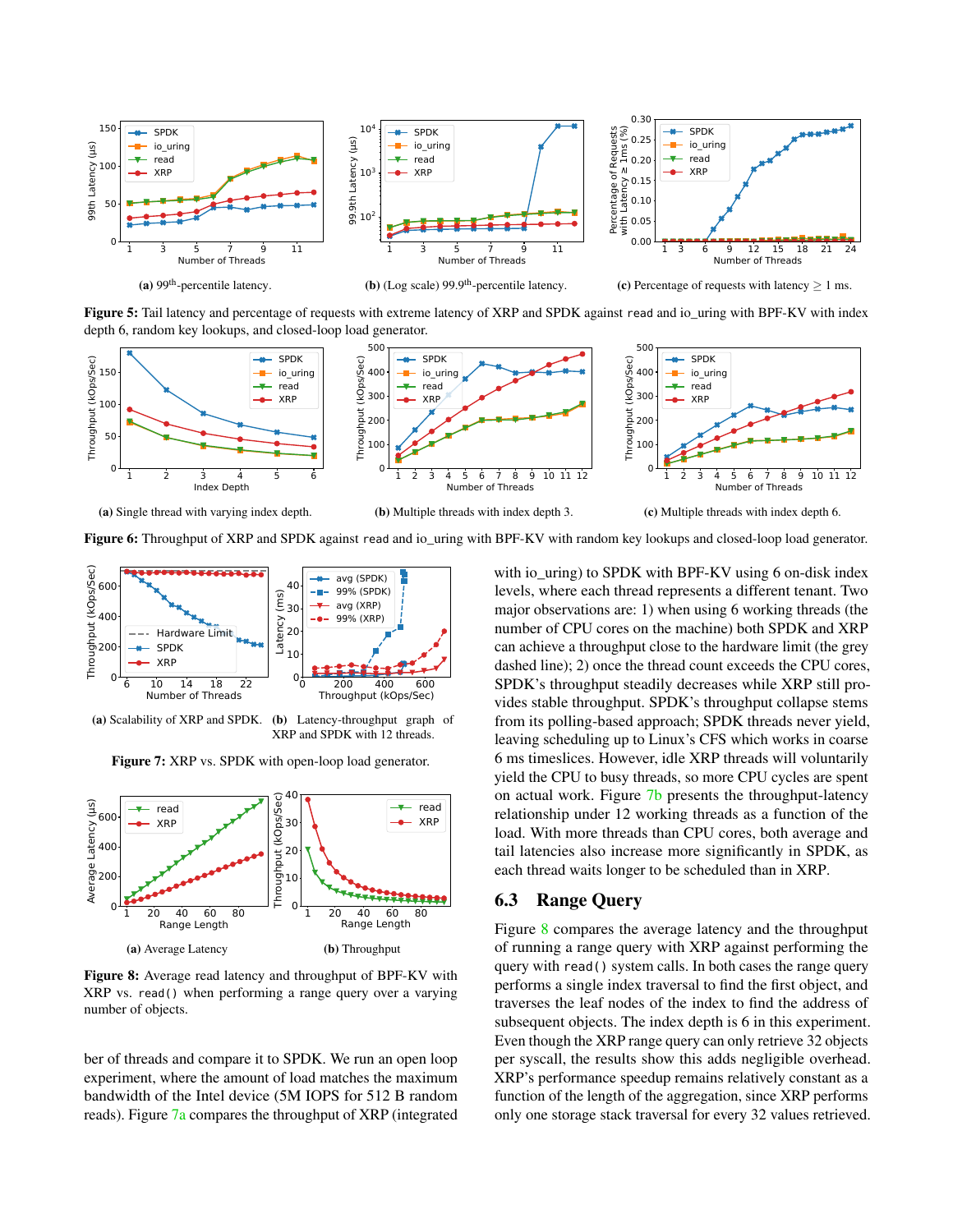(a) 99th-percentile latency.

(b) (Log scale) 99.9th-percentile latency.

(c) Percentage of requests with latency ≥ 1 ms.

**Figure 5:** Tail latency and percentage of requests with extreme latency of XRP and SPDK against `read` and io_uring with BPF-KV with index depth 6, random key lookups, and closed-loop load generator.

(a) Single thread with varying index depth.

(b) Multiple threads with index depth 3.

(c) Multiple threads with index depth 6.

**Figure 6:** Throughput of XRP and SPDK against `read` and io_uring with BPF-KV with random key lookups and closed-loop load generator.

(a) Scalability of XRP and SPDK.

(b) Latency-throughput graph of XRP and SPDK with 12 threads.

**Figure 7:** XRP vs. SPDK with open-loop load generator.

(a) Average Latency

(b) Throughput

**Figure 8:** Average read latency and throughput of BPF-KV with XRP vs. `read()` when performing a range query over a varying number of objects.

ber of threads and compare it to SPDK. We run an open loop experiment, where the amount of load matches the maximum bandwidth of the Intel device (5M IOPS for 512 B random reads). Figure 7a compares the throughput of XRP (integrated with io_uring) to SPDK with BPF-KV using 6 on-disk index levels, where each thread represents a different tenant. Two major observations are: 1) when using 6 working threads (the number of CPU cores on the machine) both SPDK and XRP can achieve a throughput close to the hardware limit (the grey dashed line); 2) once the thread count exceeds the CPU cores, SPDK's throughput steadily decreases while XRP still provides stable throughput. SPDK's throughput collapse stems from its polling-based approach; SPDK threads never yield, leaving scheduling up to Linux's CFS which works in coarse 6 ms timeslices. However, idle XRP threads will voluntarily yield the CPU to busy threads, so more CPU cycles are spent on actual work. Figure 7b presents the throughput-latency relationship under 12 working threads as a function of the load. With more threads than CPU cores, both average and tail latencies also increase more significantly in SPDK, as each thread waits longer to be scheduled than in XRP.

## 6.3 Range Query

Figure 8 compares the average latency and the throughput of running a range query with XRP against performing the query with `read()` system calls. In both cases the range query performs a single index traversal to find the first object, and traverses the leaf nodes of the index to find the address of subsequent objects. The index depth is 6 in this experiment. Even though the XRP range query can only retrieve 32 objects per syscall, the results show this adds negligible overhead. XRP's performance speedup remains relatively constant as a function of the length of the aggregation, since XRP performs only one storage stack traversal for every 32 values retrieved.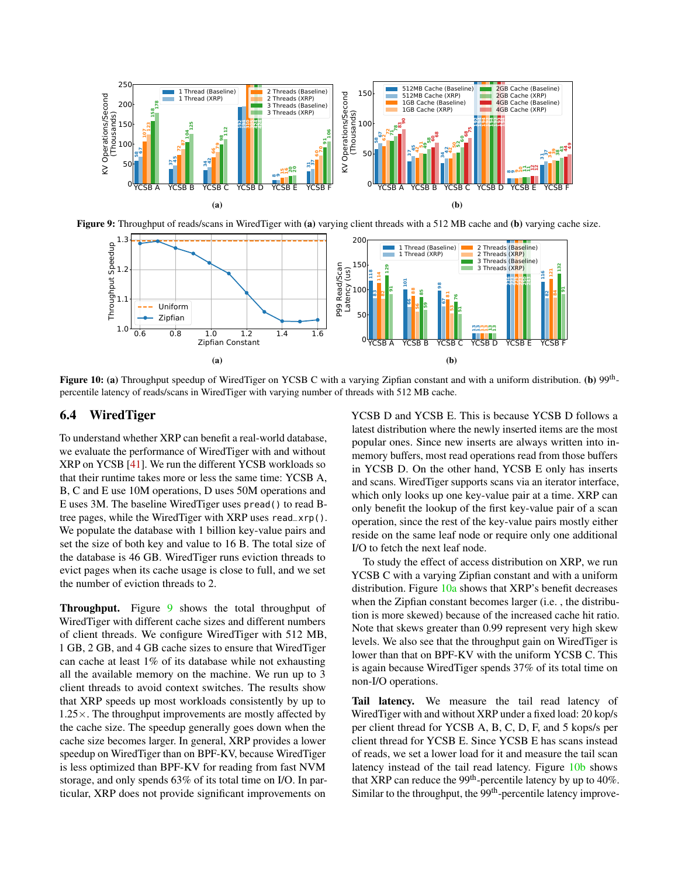Figure 9: Throughput of reads/scans in WiredTiger with **(a)** varying client threads with a 512 MB cache and **(b)** varying cache size.

**Figure 10:** **(a)** Throughput speedup of WiredTiger on YCSB C with a varying Zipfian constant and with a uniform distribution. **(b)** 99[th]-percentile latency of reads/scans in WiredTiger with varying number of threads with 512 MB cache.

## 6.4 WiredTiger

To understand whether XRP can benefit a real-world database, we evaluate the performance of WiredTiger with and without XRP on YCSB [41]. We run the different YCSB workloads so that their runtime takes more or less the same time: YCSB A, B, C and E use 10M operations, D uses 50M operations and E uses 3M. The baseline WiredTiger uses `pread()` to read B-tree pages, while the WiredTiger with XRP uses `read_xrp()`. We populate the database with 1 billion key-value pairs and set the size of both key and value to 16 B. The total size of the database is 46 GB. WiredTiger runs eviction threads to evict pages when its cache usage is close to full, and we set the number of eviction threads to 2.

**Throughput.** Figure 9 shows the total throughput of WiredTiger with different cache sizes and different numbers of client threads. We configure WiredTiger with 512 MB, 1 GB, 2 GB, and 4 GB cache sizes to ensure that WiredTiger can cache at least 1% of its database while not exhausting all the available memory on the machine. We run up to 3 client threads to avoid context switches. The results show that XRP speeds up most workloads consistently by up to 1.25×. The throughput improvements are mostly affected by the cache size. The speedup generally goes down when the cache size becomes larger. In general, XRP provides a lower speedup on WiredTiger than on BPF-KV, because WiredTiger is less optimized than BPF-KV for reading from fast NVM storage, and only spends 63% of its total time on I/O. In particular, XRP does not provide significant improvements on YCSB D and YCSB E. This is because YCSB D follows a latest distribution where the newly inserted items are the most popular ones. Since new inserts are always written into in-memory buffers, most read operations read from those buffers in YCSB D. On the other hand, YCSB E only has inserts and scans. WiredTiger supports scans via an iterator interface, which only looks up one key-value pair at a time. XRP can only benefit the lookup of the first key-value pair of a scan operation, since the rest of the key-value pairs mostly either reside on the same leaf node or require only one additional I/O to fetch the next leaf node.

To study the effect of access distribution on XRP, we run YCSB C with a varying Zipfian constant and with a uniform distribution. Figure 10a shows that XRP's benefit decreases when the Zipfian constant becomes larger (i.e. , the distribution is more skewed) because of the increased cache hit ratio. Note that skews greater than 0.99 represent very high skew levels. We also see that the throughput gain on WiredTiger is lower than that on BPF-KV with the uniform YCSB C. This is again because WiredTiger spends 37% of its total time on non-I/O operations.

**Tail latency.** We measure the tail read latency of WiredTiger with and without XRP under a fixed load: 20 kop/s per client thread for YCSB A, B, C, D, F, and 5 kops/s per client thread for YCSB E. Since YCSB E has scans instead of reads, we set a lower load for it and measure the tail scan latency instead of the tail read latency. Figure 10b shows that XRP can reduce the 99[th]-percentile latency by up to 40%. Similar to the throughput, the 99[th]-percentile latency improve-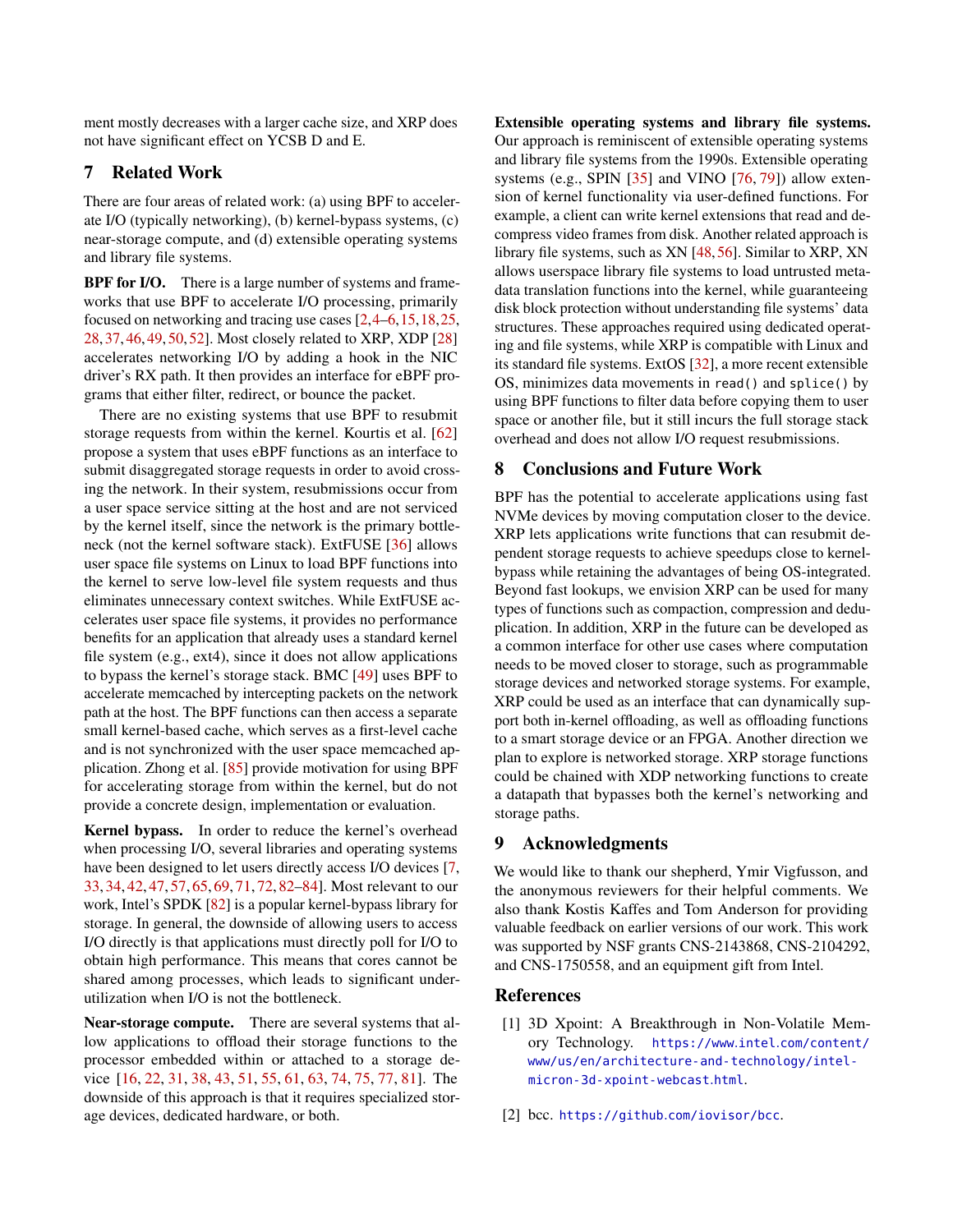ment mostly decreases with a larger cache size, and XRP does not have significant effect on YCSB D and E.

## 7 Related Work

There are four areas of related work: (a) using BPF to accelerate I/O (typically networking), (b) kernel-bypass systems, (c) near-storage compute, and (d) extensible operating systems and library file systems.

**BPF for I/O.** There is a large number of systems and frameworks that use BPF to accelerate I/O processing, primarily focused on networking and tracing use cases [2, 4–6, 15, 18, 25, 28, 37, 46, 49, 50, 52]. Most closely related to XRP, XDP [28] accelerates networking I/O by adding a hook in the NIC driver's RX path. It then provides an interface for eBPF programs that either filter, redirect, or bounce the packet.

There are no existing systems that use BPF to resubmit storage requests from within the kernel. Kourtis et al. [62] propose a system that uses eBPF functions as an interface to submit disaggregated storage requests in order to avoid crossing the network. In their system, resubmissions occur from a user space service sitting at the host and are not serviced by the kernel itself, since the network is the primary bottleneck (not the kernel software stack). ExtFUSE [36] allows user space file systems on Linux to load BPF functions into the kernel to serve low-level file system requests and thus eliminates unnecessary context switches. While ExtFUSE accelerates user space file systems, it provides no performance benefits for an application that already uses a standard kernel file system (e.g., ext4), since it does not allow applications to bypass the kernel's storage stack. BMC [49] uses BPF to accelerate memcached by intercepting packets on the network path at the host. The BPF functions can then access a separate small kernel-based cache, which serves as a first-level cache and is not synchronized with the user space memcached application. Zhong et al. [85] provide motivation for using BPF for accelerating storage from within the kernel, but do not provide a concrete design, implementation or evaluation.

**Kernel bypass.** In order to reduce the kernel's overhead when processing I/O, several libraries and operating systems have been designed to let users directly access I/O devices [7, 33, 34, 42, 47, 57, 65, 69, 71, 72, 82–84]. Most relevant to our work, Intel's SPDK [82] is a popular kernel-bypass library for storage. In general, the downside of allowing users to access I/O directly is that applications must directly poll for I/O to obtain high performance. This means that cores cannot be shared among processes, which leads to significant underutilization when I/O is not the bottleneck.

**Near-storage compute.** There are several systems that allow applications to offload their storage functions to the processor embedded within or attached to a storage device [16, 22, 31, 38, 43, 51, 55, 61, 63, 74, 75, 77, 81]. The downside of this approach is that it requires specialized storage devices, dedicated hardware, or both.

**Extensible operating systems and library file systems.** Our approach is reminiscent of extensible operating systems and library file systems from the 1990s. Extensible operating systems (e.g., SPIN [35] and VINO [76, 79]) allow extension of kernel functionality via user-defined functions. For example, a client can write kernel extensions that read and decompress video frames from disk. Another related approach is library file systems, such as XN [48, 56]. Similar to XRP, XN allows userspace library file systems to load untrusted metadata translation functions into the kernel, while guaranteeing disk block protection without understanding file systems' data structures. These approaches required using dedicated operating and file systems, while XRP is compatible with Linux and its standard file systems. ExtOS [32], a more recent extensible OS, minimizes data movements in `read()` and `splice()` by using BPF functions to filter data before copying them to user space or another file, but it still incurs the full storage stack overhead and does not allow I/O request resubmissions.

## 8 Conclusions and Future Work

BPF has the potential to accelerate applications using fast NVMe devices by moving computation closer to the device. XRP lets applications write functions that can resubmit dependent storage requests to achieve speedups close to kernel-bypass while retaining the advantages of being OS-integrated. Beyond fast lookups, we envision XRP can be used for many types of functions such as compaction, compression and deduplication. In addition, XRP in the future can be developed as a common interface for other use cases where computation needs to be moved closer to storage, such as programmable storage devices and networked storage systems. For example, XRP could be used as an interface that can dynamically support both in-kernel offloading, as well as offloading functions to a smart storage device or an FPGA. Another direction we plan to explore is networked storage. XRP storage functions could be chained with XDP networking functions to create a datapath that bypasses both the kernel's networking and storage paths.

## 9 Acknowledgments

We would like to thank our shepherd, Ymir Vigfusson, and the anonymous reviewers for their helpful comments. We also thank Kostis Kaffes and Tom Anderson for providing valuable feedback on earlier versions of our work. This work was supported by NSF grants CNS-2143868, CNS-2104292, and CNS-1750558, and an equipment gift from Intel.

## References

[1] 3D Xpoint: A Breakthrough in Non-Volatile Memory Technology. https://www.intel.com/content/www/us/en/architecture-and-technology/intel-micron-3d-xpoint-webcast.html.

[2] bcc. https://github.com/iovisor/bcc.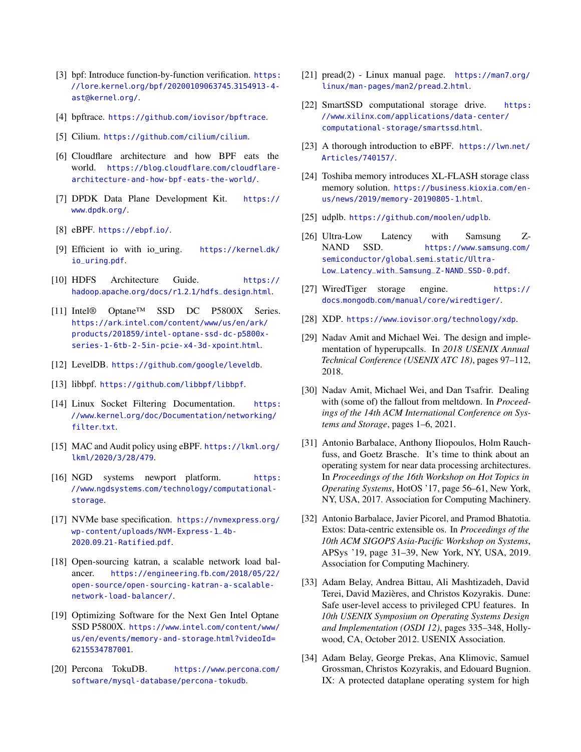[3] bpf: Introduce function-by-function verification. https://lore.kernel.org/bpf/20200109063745.3154913-4-ast@kernel.org/.

[4] bpftrace. https://github.com/iovisor/bpftrace.

[5] Cilium. https://github.com/cilium/cilium.

[6] Cloudflare architecture and how BPF eats the world. https://blog.cloudflare.com/cloudflare-architecture-and-how-bpf-eats-the-world/.

[7] DPDK Data Plane Development Kit. https://www.dpdk.org/.

[8] eBPF. https://ebpf.io/.

[9] Efficient io with io_uring. https://kernel.dk/io_uring.pdf.

[10] HDFS Architecture Guide. https://hadoop.apache.org/docs/r1.2.1/hdfs_design.html.

[11] Intel® Optane™ SSD DC P5800X Series. https://ark.intel.com/content/www/us/en/ark/products/201859/intel-optane-ssd-dc-p5800x-series-1-6tb-2-5in-pcie-x4-3d-xpoint.html.

[12] LevelDB. https://github.com/google/leveldb.

[13] libbpf. https://github.com/libbpf/libbpf.

[14] Linux Socket Filtering Documentation. https://www.kernel.org/doc/Documentation/networking/filter.txt.

[15] MAC and Audit policy using eBPF. https://lkml.org/lkml/2020/3/28/479.

[16] NGD systems newport platform. https://www.ngdsystems.com/technology/computational-storage.

[17] NVMe base specification. https://nvmexpress.org/wp-content/uploads/NVM-Express-1_4b-2020.09.21-Ratified.pdf.

[18] Open-sourcing katran, a scalable network load balancer. https://engineering.fb.com/2018/05/22/open-source/open-sourcing-katran-a-scalable-network-load-balancer/.

[19] Optimizing Software for the Next Gen Intel Optane SSD P5800X. https://www.intel.com/content/www/us/en/events/memory-and-storage.html?videoId=6215534787001.

[20] Percona TokuDB. https://www.percona.com/software/mysql-database/percona-tokudb.

[21] pread(2) - Linux manual page. https://man7.org/linux/man-pages/man2/pread.2.html.

[22] SmartSSD computational storage drive. https://www.xilinx.com/applications/data-center/computational-storage/smartssd.html.

[23] A thorough introduction to eBPF. https://lwn.net/Articles/740157/.

[24] Toshiba memory introduces XL-FLASH storage class memory solution. https://business.kioxia.com/en-us/news/2019/memory-20190805-1.html.

[25] udplb. https://github.com/moolen/udplb.

[26] Ultra-Low Latency with Samsung Z-NAND SSD. https://www.samsung.com/semiconductor/global.semi.static/Ultra-Low_Latency_with_Samsung_Z-NAND_SSD-0.pdf.

[27] WiredTiger storage engine. https://docs.mongodb.com/manual/core/wiredtiger/.

[28] XDP. https://www.iovisor.org/technology/xdp.

[29] Nadav Amit and Michael Wei. The design and implementation of hyperupcalls. In *2018 USENIX Annual Technical Conference (USENIX ATC 18)*, pages 97–112, 2018.

[30] Nadav Amit, Michael Wei, and Dan Tsafrir. Dealing with (some of) the fallout from meltdown. In *Proceedings of the 14th ACM International Conference on Systems and Storage*, pages 1–6, 2021.

[31] Antonio Barbalace, Anthony Iliopoulos, Holm Rauchfuss, and Goetz Brasche. It's time to think about an operating system for near data processing architectures. In *Proceedings of the 16th Workshop on Hot Topics in Operating Systems*, HotOS '17, page 56–61, New York, NY, USA, 2017. Association for Computing Machinery.

[32] Antonio Barbalace, Javier Picorel, and Pramod Bhatotia. Extos: Data-centric extensible os. In *Proceedings of the 10th ACM SIGOPS Asia-Pacific Workshop on Systems*, APSys '19, page 31–39, New York, NY, USA, 2019. Association for Computing Machinery.

[33] Adam Belay, Andrea Bittau, Ali Mashtizadeh, David Terei, David Mazières, and Christos Kozyrakis. Dune: Safe user-level access to privileged CPU features. In *10th USENIX Symposium on Operating Systems Design and Implementation (OSDI 12)*, pages 335–348, Hollywood, CA, October 2012. USENIX Association.

[34] Adam Belay, George Prekas, Ana Klimovic, Samuel Grossman, Christos Kozyrakis, and Edouard Bugnion. IX: A protected dataplane operating system for high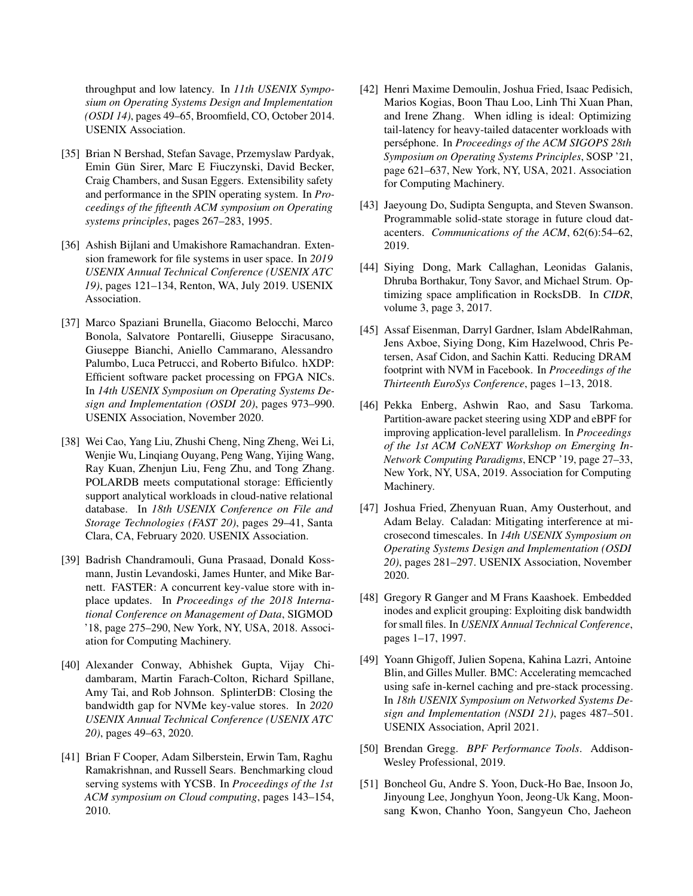throughput and low latency. In *11th USENIX Symposium on Operating Systems Design and Implementation (OSDI 14)*, pages 49–65, Broomfield, CO, October 2014. USENIX Association.

[35] Brian N Bershad, Stefan Savage, Przemyslaw Pardyak, Emin Gün Sirer, Marc E Fiuczynski, David Becker, Craig Chambers, and Susan Eggers. Extensibility safety and performance in the SPIN operating system. In *Proceedings of the fifteenth ACM symposium on Operating systems principles*, pages 267–283, 1995.

[36] Ashish Bijlani and Umakishore Ramachandran. Extension framework for file systems in user space. In *2019 USENIX Annual Technical Conference (USENIX ATC 19)*, pages 121–134, Renton, WA, July 2019. USENIX Association.

[37] Marco Spaziani Brunella, Giacomo Belocchi, Marco Bonola, Salvatore Pontarelli, Giuseppe Siracusano, Giuseppe Bianchi, Aniello Cammarano, Alessandro Palumbo, Luca Petrucci, and Roberto Bifulco. hXDP: Efficient software packet processing on FPGA NICs. In *14th USENIX Symposium on Operating Systems Design and Implementation (OSDI 20)*, pages 973–990. USENIX Association, November 2020.

[38] Wei Cao, Yang Liu, Zhushi Cheng, Ning Zheng, Wei Li, Wenjie Wu, Linqiang Ouyang, Peng Wang, Yijing Wang, Ray Kuan, Zhenjun Liu, Feng Zhu, and Tong Zhang. POLARDB meets computational storage: Efficiently support analytical workloads in cloud-native relational database. In *18th USENIX Conference on File and Storage Technologies (FAST 20)*, pages 29–41, Santa Clara, CA, February 2020. USENIX Association.

[39] Badrish Chandramouli, Guna Prasaad, Donald Kossmann, Justin Levandoski, James Hunter, and Mike Barnett. FASTER: A concurrent key-value store with in-place updates. In *Proceedings of the 2018 International Conference on Management of Data*, SIGMOD '18, page 275–290, New York, NY, USA, 2018. Association for Computing Machinery.

[40] Alexander Conway, Abhishek Gupta, Vijay Chidambaram, Martin Farach-Colton, Richard Spillane, Amy Tai, and Rob Johnson. SplinterDB: Closing the bandwidth gap for NVMe key-value stores. In *2020 USENIX Annual Technical Conference (USENIX ATC 20)*, pages 49–63, 2020.

[41] Brian F Cooper, Adam Silberstein, Erwin Tam, Raghu Ramakrishnan, and Russell Sears. Benchmarking cloud serving systems with YCSB. In *Proceedings of the 1st ACM symposium on Cloud computing*, pages 143–154, 2010.

[42] Henri Maxime Demoulin, Joshua Fried, Isaac Pedisich, Marios Kogias, Boon Thau Loo, Linh Thi Xuan Phan, and Irene Zhang. When idling is ideal: Optimizing tail-latency for heavy-tailed datacenter workloads with perséphone. In *Proceedings of the ACM SIGOPS 28th Symposium on Operating Systems Principles*, SOSP '21, page 621–637, New York, NY, USA, 2021. Association for Computing Machinery.

[43] Jaeyoung Do, Sudipta Sengupta, and Steven Swanson. Programmable solid-state storage in future cloud datacenters. *Communications of the ACM*, 62(6):54–62, 2019.

[44] Siying Dong, Mark Callaghan, Leonidas Galanis, Dhruba Borthakur, Tony Savor, and Michael Strum. Optimizing space amplification in RocksDB. In *CIDR*, volume 3, page 3, 2017.

[45] Assaf Eisenman, Darryl Gardner, Islam AbdelRahman, Jens Axboe, Siying Dong, Kim Hazelwood, Chris Petersen, Asaf Cidon, and Sachin Katti. Reducing DRAM footprint with NVM in Facebook. In *Proceedings of the Thirteenth EuroSys Conference*, pages 1–13, 2018.

[46] Pekka Enberg, Ashwin Rao, and Sasu Tarkoma. Partition-aware packet steering using XDP and eBPF for improving application-level parallelism. In *Proceedings of the 1st ACM CoNEXT Workshop on Emerging In-Network Computing Paradigms*, ENCP '19, page 27–33, New York, NY, USA, 2019. Association for Computing Machinery.

[47] Joshua Fried, Zhenyuan Ruan, Amy Ousterhout, and Adam Belay. Caladan: Mitigating interference at microsecond timescales. In *14th USENIX Symposium on Operating Systems Design and Implementation (OSDI 20)*, pages 281–297. USENIX Association, November 2020.

[48] Gregory R Ganger and M Frans Kaashoek. Embedded inodes and explicit grouping: Exploiting disk bandwidth for small files. In *USENIX Annual Technical Conference*, pages 1–17, 1997.

[49] Yoann Ghigoff, Julien Sopena, Kahina Lazri, Antoine Blin, and Gilles Muller. BMC: Accelerating memcached using safe in-kernel caching and pre-stack processing. In *18th USENIX Symposium on Networked Systems Design and Implementation (NSDI 21)*, pages 487–501. USENIX Association, April 2021.

[50] Brendan Gregg. *BPF Performance Tools*. Addison-Wesley Professional, 2019.

[51] Boncheol Gu, Andre S. Yoon, Duck-Ho Bae, Insoon Jo, Jinyoung Lee, Jonghyun Yoon, Jeong-Uk Kang, Moonsang Kwon, Chanho Yoon, Sangyeun Cho, Jaeheon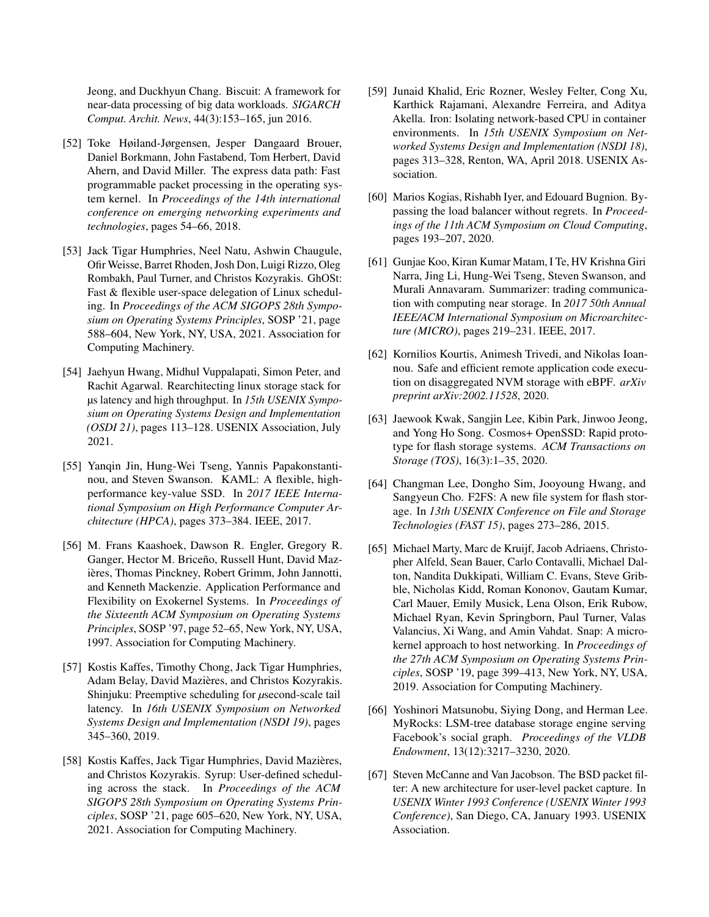Jeong, and Duckhyun Chang. Biscuit: A framework for near-data processing of big data workloads. *SIGARCH Comput. Archit. News*, 44(3):153–165, jun 2016.

[52] Toke Høiland-Jørgensen, Jesper Dangaard Brouer, Daniel Borkmann, John Fastabend, Tom Herbert, David Ahern, and David Miller. The express data path: Fast programmable packet processing in the operating system kernel. In *Proceedings of the 14th international conference on emerging networking experiments and technologies*, pages 54–66, 2018.

[53] Jack Tigar Humphries, Neel Natu, Ashwin Chaugule, Ofir Weisse, Barret Rhoden, Josh Don, Luigi Rizzo, Oleg Rombakh, Paul Turner, and Christos Kozyrakis. GhOSt: Fast & flexible user-space delegation of Linux scheduling. In *Proceedings of the ACM SIGOPS 28th Symposium on Operating Systems Principles*, SOSP '21, page 588–604, New York, NY, USA, 2021. Association for Computing Machinery.

[54] Jaehyun Hwang, Midhul Vuppalapati, Simon Peter, and Rachit Agarwal. Rearchitecting linux storage stack for µs latency and high throughput. In *15th USENIX Symposium on Operating Systems Design and Implementation (OSDI 21)*, pages 113–128. USENIX Association, July 2021.

[55] Yanqin Jin, Hung-Wei Tseng, Yannis Papakonstantinou, and Steven Swanson. KAML: A flexible, high-performance key-value SSD. In *2017 IEEE International Symposium on High Performance Computer Architecture (HPCA)*, pages 373–384. IEEE, 2017.

[56] M. Frans Kaashoek, Dawson R. Engler, Gregory R. Ganger, Hector M. Briceño, Russell Hunt, David Mazières, Thomas Pinckney, Robert Grimm, John Jannotti, and Kenneth Mackenzie. Application Performance and Flexibility on Exokernel Systems. In *Proceedings of the Sixteenth ACM Symposium on Operating Systems Principles*, SOSP '97, page 52–65, New York, NY, USA, 1997. Association for Computing Machinery.

[57] Kostis Kaffes, Timothy Chong, Jack Tigar Humphries, Adam Belay, David Mazières, and Christos Kozyrakis. Shinjuku: Preemptive scheduling for µsecond-scale tail latency. In *16th USENIX Symposium on Networked Systems Design and Implementation (NSDI 19)*, pages 345–360, 2019.

[58] Kostis Kaffes, Jack Tigar Humphries, David Mazières, and Christos Kozyrakis. Syrup: User-defined scheduling across the stack. In *Proceedings of the ACM SIGOPS 28th Symposium on Operating Systems Principles*, SOSP '21, page 605–620, New York, NY, USA, 2021. Association for Computing Machinery.

[59] Junaid Khalid, Eric Rozner, Wesley Felter, Cong Xu, Karthick Rajamani, Alexandre Ferreira, and Aditya Akella. Iron: Isolating network-based CPU in container environments. In *15th USENIX Symposium on Networked Systems Design and Implementation (NSDI 18)*, pages 313–328, Renton, WA, April 2018. USENIX Association.

[60] Marios Kogias, Rishabh Iyer, and Edouard Bugnion. Bypassing the load balancer without regrets. In *Proceedings of the 11th ACM Symposium on Cloud Computing*, pages 193–207, 2020.

[61] Gunjae Koo, Kiran Kumar Matam, I Te, HV Krishna Giri Narra, Jing Li, Hung-Wei Tseng, Steven Swanson, and Murali Annavaram. Summarizer: trading communication with computing near storage. In *2017 50th Annual IEEE/ACM International Symposium on Microarchitecture (MICRO)*, pages 219–231. IEEE, 2017.

[62] Kornilios Kourtis, Animesh Trivedi, and Nikolas Ioannou. Safe and efficient remote application code execution on disaggregated NVM storage with eBPF. *arXiv preprint arXiv:2002.11528*, 2020.

[63] Jaewook Kwak, Sangjin Lee, Kibin Park, Jinwoo Jeong, and Yong Ho Song. Cosmos+ OpenSSD: Rapid prototype for flash storage systems. *ACM Transactions on Storage (TOS)*, 16(3):1–35, 2020.

[64] Changman Lee, Dongho Sim, Jooyoung Hwang, and Sangyeun Cho. F2FS: A new file system for flash storage. In *13th USENIX Conference on File and Storage Technologies (FAST 15)*, pages 273–286, 2015.

[65] Michael Marty, Marc de Kruijf, Jacob Adriaens, Christopher Alfeld, Sean Bauer, Carlo Contavalli, Michael Dalton, Nandita Dukkipati, William C. Evans, Steve Gribble, Nicholas Kidd, Roman Kononov, Gautam Kumar, Carl Mauer, Emily Musick, Lena Olson, Erik Rubow, Michael Ryan, Kevin Springborn, Paul Turner, Valas Valancius, Xi Wang, and Amin Vahdat. Snap: A microkernel approach to host networking. In *Proceedings of the 27th ACM Symposium on Operating Systems Principles*, SOSP '19, page 399–413, New York, NY, USA, 2019. Association for Computing Machinery.

[66] Yoshinori Matsunobu, Siying Dong, and Herman Lee. MyRocks: LSM-tree database storage engine serving Facebook's social graph. *Proceedings of the VLDB Endowment*, 13(12):3217–3230, 2020.

[67] Steven McCanne and Van Jacobson. The BSD packet filter: A new architecture for user-level packet capture. In *USENIX Winter 1993 Conference (USENIX Winter 1993 Conference)*, San Diego, CA, January 1993. USENIX Association.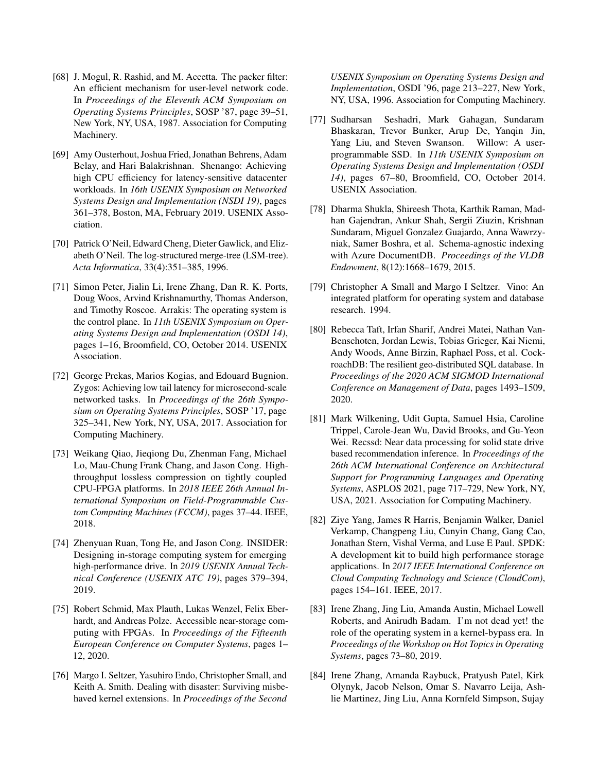[68] J. Mogul, R. Rashid, and M. Accetta. The packer filter: An efficient mechanism for user-level network code. In *Proceedings of the Eleventh ACM Symposium on Operating Systems Principles*, SOSP '87, page 39–51, New York, NY, USA, 1987. Association for Computing Machinery.

[69] Amy Ousterhout, Joshua Fried, Jonathan Behrens, Adam Belay, and Hari Balakrishnan. Shenango: Achieving high CPU efficiency for latency-sensitive datacenter workloads. In *16th USENIX Symposium on Networked Systems Design and Implementation (NSDI 19)*, pages 361–378, Boston, MA, February 2019. USENIX Association.

[70] Patrick O'Neil, Edward Cheng, Dieter Gawlick, and Elizabeth O'Neil. The log-structured merge-tree (LSM-tree). *Acta Informatica*, 33(4):351–385, 1996.

[71] Simon Peter, Jialin Li, Irene Zhang, Dan R. K. Ports, Doug Woos, Arvind Krishnamurthy, Thomas Anderson, and Timothy Roscoe. Arrakis: The operating system is the control plane. In *11th USENIX Symposium on Operating Systems Design and Implementation (OSDI 14)*, pages 1–16, Broomfield, CO, October 2014. USENIX Association.

[72] George Prekas, Marios Kogias, and Edouard Bugnion. Zygos: Achieving low tail latency for microsecond-scale networked tasks. In *Proceedings of the 26th Symposium on Operating Systems Principles*, SOSP '17, page 325–341, New York, NY, USA, 2017. Association for Computing Machinery.

[73] Weikang Qiao, Jieqiong Du, Zhenman Fang, Michael Lo, Mau-Chung Frank Chang, and Jason Cong. High-throughput lossless compression on tightly coupled CPU-FPGA platforms. In *2018 IEEE 26th Annual International Symposium on Field-Programmable Custom Computing Machines (FCCM)*, pages 37–44. IEEE, 2018.

[74] Zhenyuan Ruan, Tong He, and Jason Cong. INSIDER: Designing in-storage computing system for emerging high-performance drive. In *2019 USENIX Annual Technical Conference (USENIX ATC 19)*, pages 379–394, 2019.

[75] Robert Schmid, Max Plauth, Lukas Wenzel, Felix Eberhardt, and Andreas Polze. Accessible near-storage computing with FPGAs. In *Proceedings of the Fifteenth European Conference on Computer Systems*, pages 1–12, 2020.

[76] Margo I. Seltzer, Yasuhiro Endo, Christopher Small, and Keith A. Smith. Dealing with disaster: Surviving misbehaved kernel extensions. In *Proceedings of the Second USENIX Symposium on Operating Systems Design and Implementation*, OSDI '96, page 213–227, New York, NY, USA, 1996. Association for Computing Machinery.

[77] Sudharsan Seshadri, Mark Gahagan, Sundaram Bhaskaran, Trevor Bunker, Arup De, Yanqin Jin, Yang Liu, and Steven Swanson. Willow: A user-programmable SSD. In *11th USENIX Symposium on Operating Systems Design and Implementation (OSDI 14)*, pages 67–80, Broomfield, CO, October 2014. USENIX Association.

[78] Dharma Shukla, Shireesh Thota, Karthik Raman, Madhan Gajendran, Ankur Shah, Sergii Ziuzin, Krishnan Sundaram, Miguel Gonzalez Guajardo, Anna Wawrzyniak, Samer Boshra, et al. Schema-agnostic indexing with Azure DocumentDB. *Proceedings of the VLDB Endowment*, 8(12):1668–1679, 2015.

[79] Christopher A Small and Margo I Seltzer. Vino: An integrated platform for operating system and database research. 1994.

[80] Rebecca Taft, Irfan Sharif, Andrei Matei, Nathan VanBenschoten, Jordan Lewis, Tobias Grieger, Kai Niemi, Andy Woods, Anne Birzin, Raphael Poss, et al. CockroachDB: The resilient geo-distributed SQL database. In *Proceedings of the 2020 ACM SIGMOD International Conference on Management of Data*, pages 1493–1509, 2020.

[81] Mark Wilkening, Udit Gupta, Samuel Hsia, Caroline Trippel, Carole-Jean Wu, David Brooks, and Gu-Yeon Wei. Recssd: Near data processing for solid state drive based recommendation inference. In *Proceedings of the 26th ACM International Conference on Architectural Support for Programming Languages and Operating Systems*, ASPLOS 2021, page 717–729, New York, NY, USA, 2021. Association for Computing Machinery.

[82] Ziye Yang, James R Harris, Benjamin Walker, Daniel Verkamp, Changpeng Liu, Cunyin Chang, Gang Cao, Jonathan Stern, Vishal Verma, and Luse E Paul. SPDK: A development kit to build high performance storage applications. In *2017 IEEE International Conference on Cloud Computing Technology and Science (CloudCom)*, pages 154–161. IEEE, 2017.

[83] Irene Zhang, Jing Liu, Amanda Austin, Michael Lowell Roberts, and Anirudh Badam. I'm not dead yet! the role of the operating system in a kernel-bypass era. In *Proceedings of the Workshop on Hot Topics in Operating Systems*, pages 73–80, 2019.

[84] Irene Zhang, Amanda Raybuck, Pratyush Patel, Kirk Olynyk, Jacob Nelson, Omar S. Navarro Leija, Ashlie Martinez, Jing Liu, Anna Kornfeld Simpson, Sujay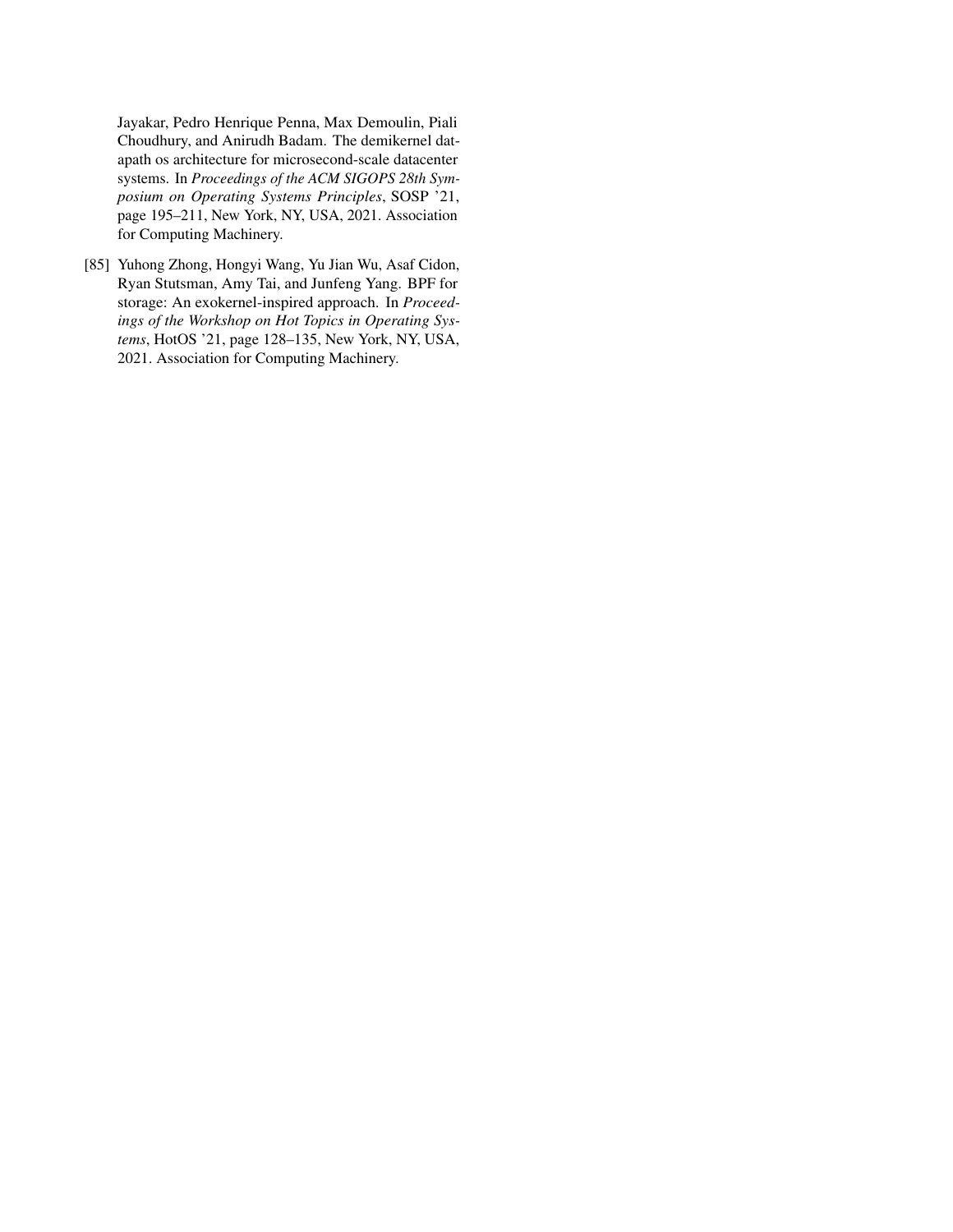Jayakar, Pedro Henrique Penna, Max Demoulin, Piali Choudhury, and Anirudh Badam. The demikernel datapath os architecture for microsecond-scale datacenter systems. In *Proceedings of the ACM SIGOPS 28th Symposium on Operating Systems Principles*, SOSP '21, page 195–211, New York, NY, USA, 2021. Association for Computing Machinery.

[85] Yuhong Zhong, Hongyi Wang, Yu Jian Wu, Asaf Cidon, Ryan Stutsman, Amy Tai, and Junfeng Yang. BPF for storage: An exokernel-inspired approach. In *Proceedings of the Workshop on Hot Topics in Operating Systems*, HotOS '21, page 128–135, New York, NY, USA, 2021. Association for Computing Machinery.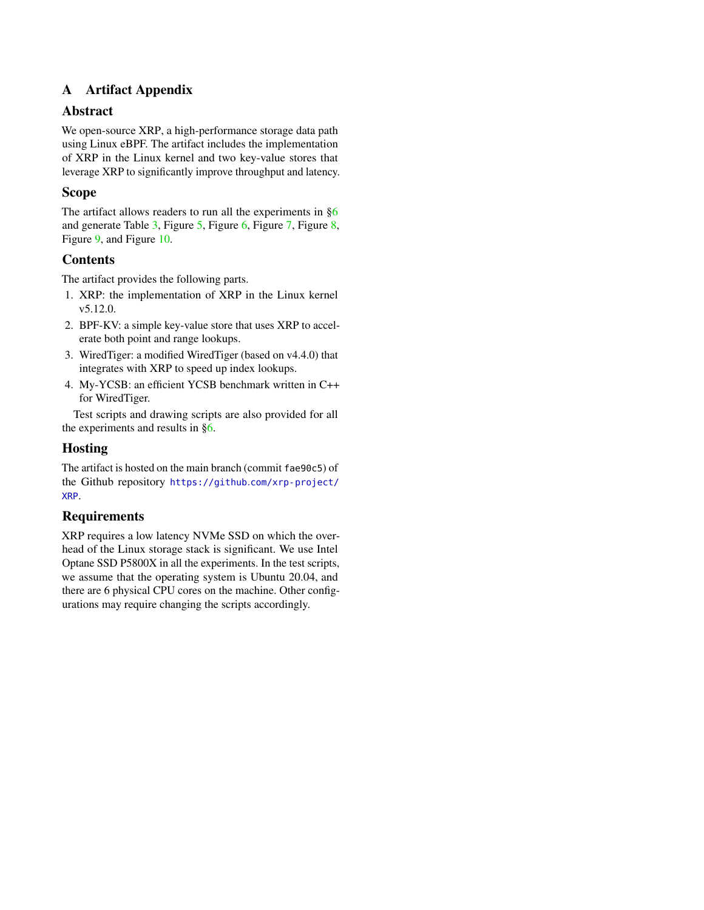# A Artifact Appendix

## Abstract

We open-source XRP, a high-performance storage data path using Linux eBPF. The artifact includes the implementation of XRP in the Linux kernel and two key-value stores that leverage XRP to significantly improve throughput and latency.

## Scope

The artifact allows readers to run all the experiments in §6 and generate Table 3, Figure 5, Figure 6, Figure 7, Figure 8, Figure 9, and Figure 10.

## Contents

The artifact provides the following parts.

1. XRP: the implementation of XRP in the Linux kernel v5.12.0.
2. BPF-KV: a simple key-value store that uses XRP to accelerate both point and range lookups.
3. WiredTiger: a modified WiredTiger (based on v4.4.0) that integrates with XRP to speed up index lookups.
4. My-YCSB: an efficient YCSB benchmark written in C++ for WiredTiger.

Test scripts and drawing scripts are also provided for all the experiments and results in §6.

## Hosting

The artifact is hosted on the main branch (commit `fae90c5`) of the Github repository https://github.com/xrp-project/XRP.

## Requirements

XRP requires a low latency NVMe SSD on which the overhead of the Linux storage stack is significant. We use Intel Optane SSD P5800X in all the experiments. In the test scripts, we assume that the operating system is Ubuntu 20.04, and there are 6 physical CPU cores on the machine. Other configurations may require changing the scripts accordingly.